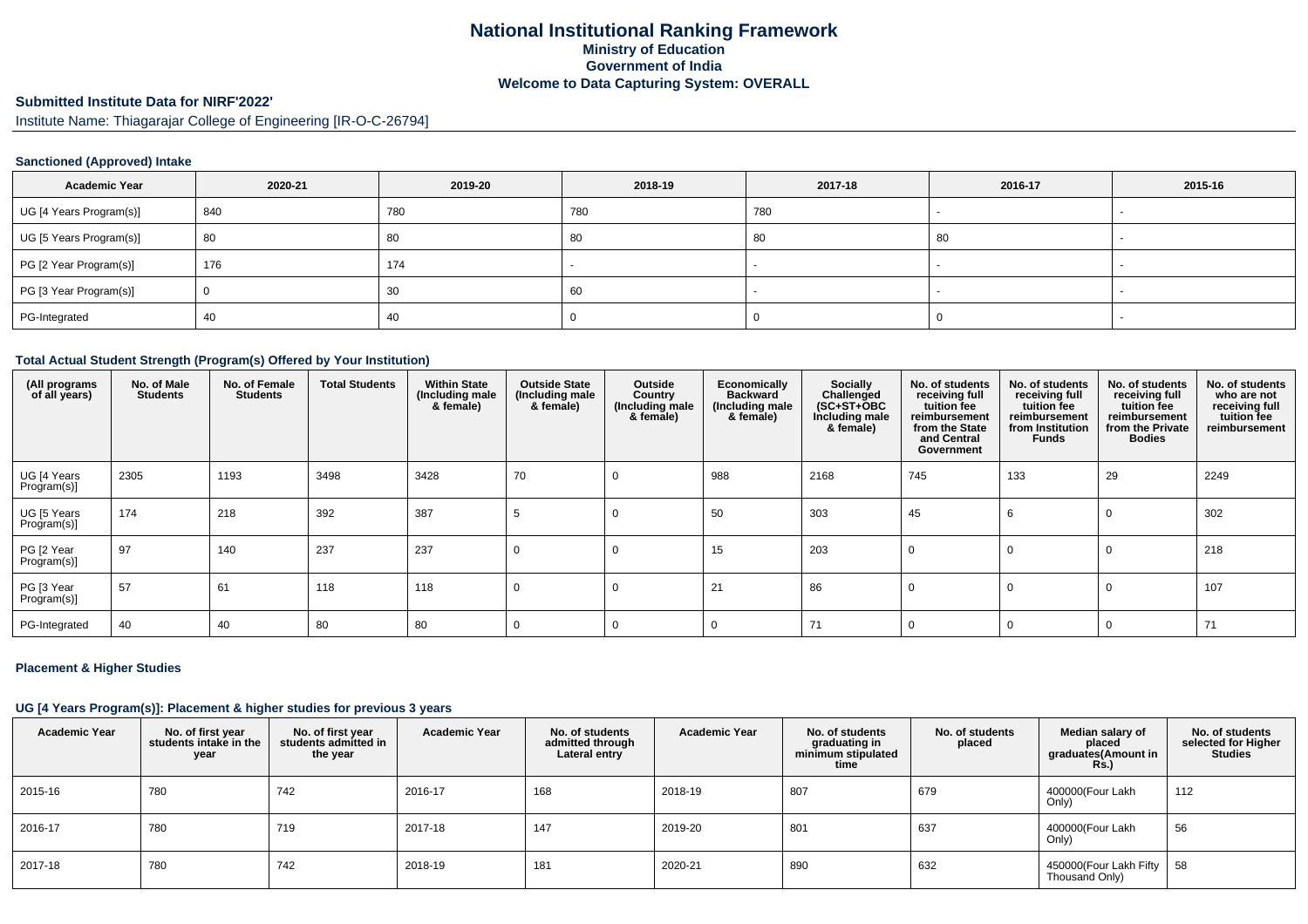# National Institutional Ranking Framework
## Ministry of Education
## Government of India
## Welcome to Data Capturing System: OVERALL

**Submitted Institute Data for NIRF'2022'**

Institute Name: Thiagarajar College of Engineering [IR-O-C-26794]

### Sanctioned (Approved) Intake

| Academic Year | 2020-21 | 2019-20 | 2018-19 | 2017-18 | 2016-17 | 2015-16 |
|---|---|---|---|---|---|---|
| UG [4 Years Program(s)] | 840 | 780 | 780 | 780 | - | - |
| UG [5 Years Program(s)] | 80 | 80 | 80 | 80 | 80 | - |
| PG [2 Year Program(s)] | 176 | 174 | - | - | - | - |
| PG [3 Year Program(s)] | 0 | 30 | 60 | - | - | - |
| PG-Integrated | 40 | 40 | 0 | 0 | 0 | - |

### Total Actual Student Strength (Program(s) Offered by Your Institution)

| (All programs of all years) | No. of Male Students | No. of Female Students | Total Students | Within State (Including male & female) | Outside State (Including male & female) | Outside Country (Including male & female) | Economically Backward (Including male & female) | Socially Challenged (SC+ST+OBC Including male & female) | No. of students receiving full tuition fee reimbursement from the State and Central Government | No. of students receiving full tuition fee reimbursement from Institution Funds | No. of students receiving full tuition fee reimbursement from the Private Bodies | No. of students who are not receiving full tuition fee reimbursement |
|---|---|---|---|---|---|---|---|---|---|---|---|---|
| UG [4 Years Program(s)] | 2305 | 1193 | 3498 | 3428 | 70 | 0 | 988 | 2168 | 745 | 133 | 29 | 2249 |
| UG [5 Years Program(s)] | 174 | 218 | 392 | 387 | 5 | 0 | 50 | 303 | 45 | 6 | 0 | 302 |
| PG [2 Year Program(s)] | 97 | 140 | 237 | 237 | 0 | 0 | 15 | 203 | 0 | 0 | 0 | 218 |
| PG [3 Year Program(s)] | 57 | 61 | 118 | 118 | 0 | 0 | 21 | 86 | 0 | 0 | 0 | 107 |
| PG-Integrated | 40 | 40 | 80 | 80 | 0 | 0 | 0 | 71 | 0 | 0 | 0 | 71 |

### Placement & Higher Studies

#### UG [4 Years Program(s)]: Placement & higher studies for previous 3 years

| Academic Year | No. of first year students intake in the year | No. of first year students admitted in the year | Academic Year | No. of students admitted through Lateral entry | Academic Year | No. of students graduating in minimum stipulated time | No. of students placed | Median salary of placed graduates(Amount in Rs.) | No. of students selected for Higher Studies |
|---|---|---|---|---|---|---|---|---|---|
| 2015-16 | 780 | 742 | 2016-17 | 168 | 2018-19 | 807 | 679 | 400000(Four Lakh Only) | 112 |
| 2016-17 | 780 | 719 | 2017-18 | 147 | 2019-20 | 801 | 637 | 400000(Four Lakh Only) | 56 |
| 2017-18 | 780 | 742 | 2018-19 | 181 | 2020-21 | 890 | 632 | 450000(Four Lakh Fifty Thousand Only) | 58 |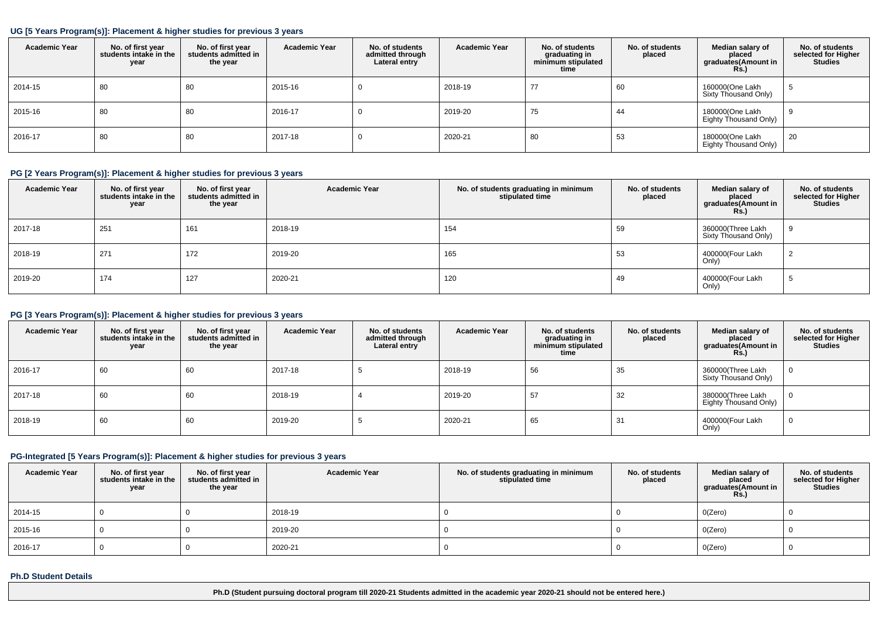### UG [5 Years Program(s)]: Placement & higher studies for previous 3 years

| Academic Year | No. of first year students intake in the year | No. of first year students admitted in the year | Academic Year | No. of students admitted through Lateral entry | Academic Year | No. of students graduating in minimum stipulated time | No. of students placed | Median salary of placed graduates(Amount in Rs.) | No. of students selected for Higher Studies |
|---|---|---|---|---|---|---|---|---|---|
| 2014-15 | 80 | 80 | 2015-16 | 0 | 2018-19 | 77 | 60 | 160000(One Lakh Sixty Thousand Only) | 5 |
| 2015-16 | 80 | 80 | 2016-17 | 0 | 2019-20 | 75 | 44 | 180000(One Lakh Eighty Thousand Only) | 9 |
| 2016-17 | 80 | 80 | 2017-18 | 0 | 2020-21 | 80 | 53 | 180000(One Lakh Eighty Thousand Only) | 20 |

### PG [2 Years Program(s)]: Placement & higher studies for previous 3 years

| Academic Year | No. of first year students intake in the year | No. of first year students admitted in the year | Academic Year | No. of students graduating in minimum stipulated time | No. of students placed | Median salary of placed graduates(Amount in Rs.) | No. of students selected for Higher Studies |
|---|---|---|---|---|---|---|---|
| 2017-18 | 251 | 161 | 2018-19 | 154 | 59 | 360000(Three Lakh Sixty Thousand Only) | 9 |
| 2018-19 | 271 | 172 | 2019-20 | 165 | 53 | 400000(Four Lakh Only) | 2 |
| 2019-20 | 174 | 127 | 2020-21 | 120 | 49 | 400000(Four Lakh Only) | 5 |

### PG [3 Years Program(s)]: Placement & higher studies for previous 3 years

| Academic Year | No. of first year students intake in the year | No. of first year students admitted in the year | Academic Year | No. of students admitted through Lateral entry | Academic Year | No. of students graduating in minimum stipulated time | No. of students placed | Median salary of placed graduates(Amount in Rs.) | No. of students selected for Higher Studies |
|---|---|---|---|---|---|---|---|---|---|
| 2016-17 | 60 | 60 | 2017-18 | 5 | 2018-19 | 56 | 35 | 360000(Three Lakh Sixty Thousand Only) | 0 |
| 2017-18 | 60 | 60 | 2018-19 | 4 | 2019-20 | 57 | 32 | 380000(Three Lakh Eighty Thousand Only) | 0 |
| 2018-19 | 60 | 60 | 2019-20 | 5 | 2020-21 | 65 | 31 | 400000(Four Lakh Only) | 0 |

### PG-Integrated [5 Years Program(s)]: Placement & higher studies for previous 3 years

| Academic Year | No. of first year students intake in the year | No. of first year students admitted in the year | Academic Year | No. of students graduating in minimum stipulated time | No. of students placed | Median salary of placed graduates(Amount in Rs.) | No. of students selected for Higher Studies |
|---|---|---|---|---|---|---|---|
| 2014-15 | 0 | 0 | 2018-19 | 0 | 0 | 0(Zero) | 0 |
| 2015-16 | 0 | 0 | 2019-20 | 0 | 0 | 0(Zero) | 0 |
| 2016-17 | 0 | 0 | 2020-21 | 0 | 0 | 0(Zero) | 0 |

### Ph.D Student Details

| Ph.D (Student pursuing doctoral program till 2020-21 Students admitted in the academic year 2020-21 should not be entered here.) |
|---|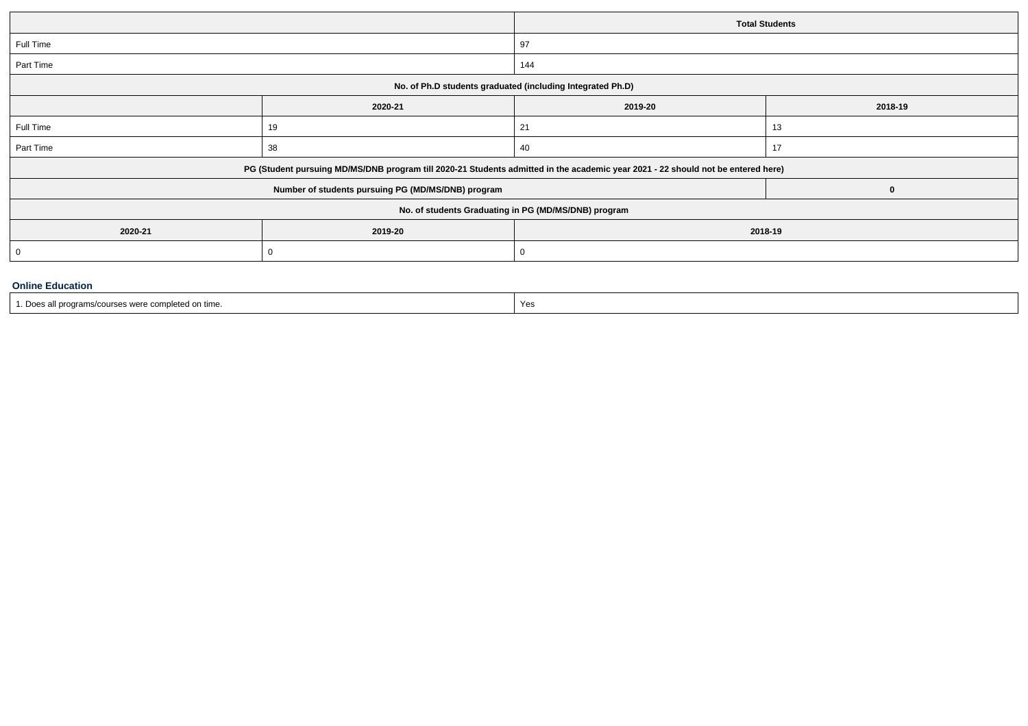| | Total Students |
|---|---|
| Full Time | 97 |
| Part Time | 144 |

| No. of Ph.D students graduated (including Integrated Ph.D) | | | |
|---|---|---|---|
| | 2020-21 | 2019-20 | 2018-19 |
| Full Time | 19 | 21 | 13 |
| Part Time | 38 | 40 | 17 |

| PG (Student pursuing MD/MS/DNB program till 2020-21 Students admitted in the academic year 2021 - 22 should not be entered here) | |
|---|---|
| Number of students pursuing PG (MD/MS/DNB) program | 0 |

| No. of students Graduating in PG (MD/MS/DNB) program | | |
|---|---|---|
| 2020-21 | 2019-20 | 2018-19 |
| 0 | 0 | 0 |

### Online Education

| 1. Does all programs/courses were completed on time. | Yes |
|---|---|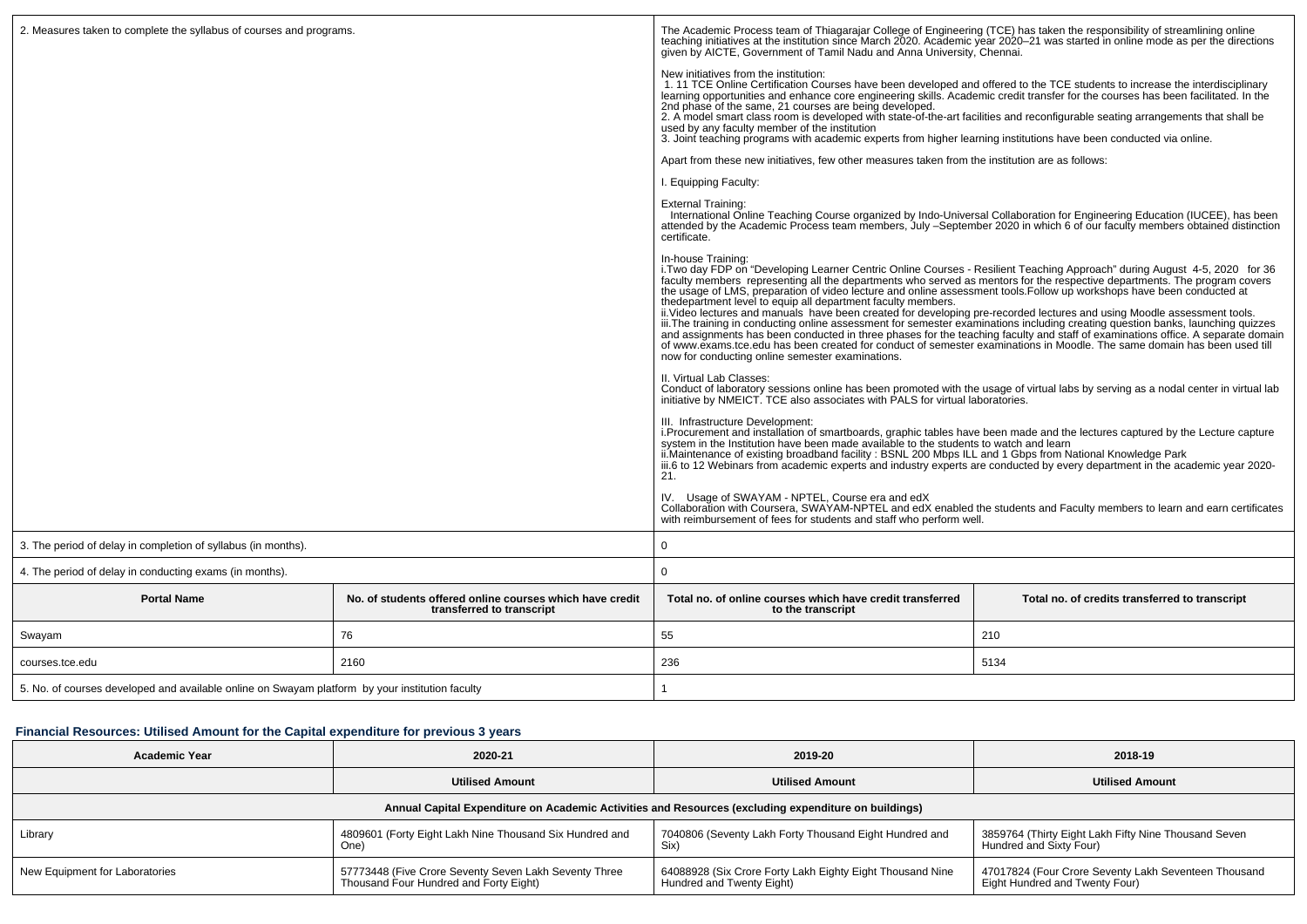| 2. Measures taken to complete the syllabus of courses and programs. | The Academic Process team of Thiagarajar College of Engineering (TCE) has taken the responsibility of streamlining online teaching initiatives at the institution since March 2020. Academic year 2020–21 was started in online mode as per the directions given by AICTE, Government of Tamil Nadu and Anna University, Chennai.<br><br>New initiatives from the institution:<br>1. 11 TCE Online Certification Courses have been developed and offered to the TCE students to increase the interdisciplinary learning opportunities and enhance core engineering skills. Academic credit transfer for the courses has been facilitated. In the 2nd phase of the same, 21 courses are being developed.<br>2. A model smart class room is developed with state-of-the-art facilities and reconfigurable seating arrangements that shall be used by any faculty member of the institution<br>3. Joint teaching programs with academic experts from higher learning institutions have been conducted via online.<br><br>Apart from these new initiatives, few other measures taken from the institution are as follows:<br><br>I. Equipping Faculty:<br><br>External Training:<br>International Online Teaching Course organized by Indo-Universal Collaboration for Engineering Education (IUCEE), has been attended by the Academic Process team members, July –September 2020 in which 6 of our faculty members obtained distinction certificate.<br><br>In-house Training:<br>i.Two day FDP on "Developing Learner Centric Online Courses - Resilient Teaching Approach" during August 4-5, 2020 for 36 faculty members representing all the departments who served as mentors for the respective departments. The program covers the usage of LMS, preparation of video lecture and online assessment tools.Follow up workshops have been conducted at thedepartment level to equip all department faculty members.<br>ii.Video lectures and manuals have been created for developing pre-recorded lectures and using Moodle assessment tools.<br>iii.The training in conducting online assessment for semester examinations including creating question banks, launching quizzes and assignments has been conducted in three phases for the teaching faculty and staff of examinations office. A separate domain of www.exams.tce.edu has been created for conduct of semester examinations in Moodle. The same domain has been used till now for conducting online semester examinations.<br><br>II. Virtual Lab Classes:<br>Conduct of laboratory sessions online has been promoted with the usage of virtual labs by serving as a nodal center in virtual lab initiative by NMEICT. TCE also associates with PALS for virtual laboratories.<br><br>III. Infrastructure Development:<br>i.Procurement and installation of smartboards, graphic tables have been made and the lectures captured by the Lecture capture system in the Institution have been made available to the students to watch and learn<br>ii.Maintenance of existing broadband facility : BSNL 200 Mbps ILL and 1 Gbps from National Knowledge Park<br>iii.6 to 12 Webinars from academic experts and industry experts are conducted by every department in the academic year 2020-21.<br><br>IV. Usage of SWAYAM - NPTEL, Course era and edX<br>Collaboration with Coursera, SWAYAM-NPTEL and edX enabled the students and Faculty members to learn and earn certificates with reimbursement of fees for students and staff who perform well. |
|---|---|
| 3. The period of delay in completion of syllabus (in months). | 0 |
| 4. The period of delay in conducting exams (in months). | 0 |

| Portal Name | No. of students offered online courses which have credit transferred to transcript | Total no. of online courses which have credit transferred to the transcript | Total no. of credits transferred to transcript |
|---|---|---|---|
| Swayam | 76 | 55 | 210 |
| courses.tce.edu | 2160 | 236 | 5134 |

| 5. No. of courses developed and available online on Swayam platform by your institution faculty | 1 |
|---|---|

### Financial Resources: Utilised Amount for the Capital expenditure for previous 3 years

| Academic Year | 2020-21 | 2019-20 | 2018-19 |
|---|---|---|---|
| | Utilised Amount | Utilised Amount | Utilised Amount |
| **Annual Capital Expenditure on Academic Activities and Resources (excluding expenditure on buildings)** | | | |
| Library | 4809601 (Forty Eight Lakh Nine Thousand Six Hundred and One) | 7040806 (Seventy Lakh Forty Thousand Eight Hundred and Six) | 3859764 (Thirty Eight Lakh Fifty Nine Thousand Seven Hundred and Sixty Four) |
| New Equipment for Laboratories | 57773448 (Five Crore Seventy Seven Lakh Seventy Three Thousand Four Hundred and Forty Eight) | 64088928 (Six Crore Forty Lakh Eighty Eight Thousand Nine Hundred and Twenty Eight) | 47017824 (Four Crore Seventy Lakh Seventeen Thousand Eight Hundred and Twenty Four) |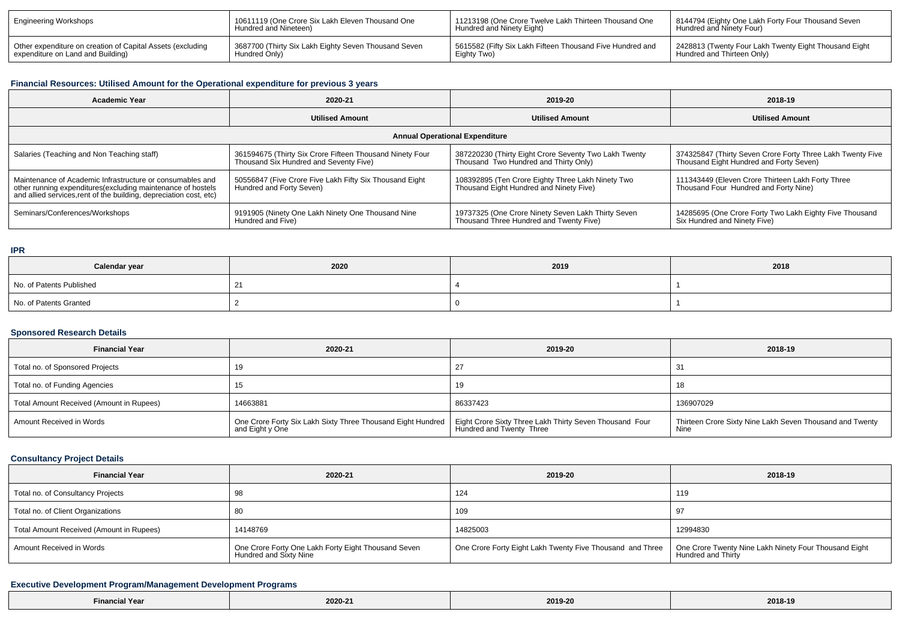| Engineering Workshops | 10611119 (One Crore Six Lakh Eleven Thousand One Hundred and Nineteen) | 11213198 (One Crore Twelve Lakh Thirteen Thousand One Hundred and Ninety Eight) | 8144794 (Eighty One Lakh Forty Four Thousand Seven Hundred and Ninety Four) |
|---|---|---|---|
| Other expenditure on creation of Capital Assets (excluding expenditure on Land and Building) | 3687700 (Thirty Six Lakh Eighty Seven Thousand Seven Hundred Only) | 5615582 (Fifty Six Lakh Fifteen Thousand Five Hundred and Eighty Two) | 2428813 (Twenty Four Lakh Twenty Eight Thousand Eight Hundred and Thirteen Only) |

### Financial Resources: Utilised Amount for the Operational expenditure for previous 3 years

| Academic Year | 2020-21 | 2019-20 | 2018-19 |
|---|---|---|---|
| | Utilised Amount | Utilised Amount | Utilised Amount |
| Annual Operational Expenditure | | | |
| Salaries (Teaching and Non Teaching staff) | 361594675 (Thirty Six Crore Fifteen Thousand Ninety Four Thousand Six Hundred and Seventy Five) | 387220230 (Thirty Eight Crore Seventy Two Lakh Twenty Thousand Two Hundred and Thirty Only) | 374325847 (Thirty Seven Crore Forty Three Lakh Twenty Five Thousand Eight Hundred and Forty Seven) |
| Maintenance of Academic Infrastructure or consumables and other running expenditures(excluding maintenance of hostels and allied services,rent of the building, depreciation cost, etc) | 50556847 (Five Crore Five Lakh Fifty Six Thousand Eight Hundred and Forty Seven) | 108392895 (Ten Crore Eighty Three Lakh Ninety Two Thousand Eight Hundred and Ninety Five) | 111343449 (Eleven Crore Thirteen Lakh Forty Three Thousand Four Hundred and Forty Nine) |
| Seminars/Conferences/Workshops | 9191905 (Ninety One Lakh Ninety One Thousand Nine Hundred and Five) | 19737325 (One Crore Ninety Seven Lakh Thirty Seven Thousand Three Hundred and Twenty Five) | 14285695 (One Crore Forty Two Lakh Eighty Five Thousand Six Hundred and Ninety Five) |

### IPR

| Calendar year | 2020 | 2019 | 2018 |
|---|---|---|---|
| No. of Patents Published | 21 | 4 | 1 |
| No. of Patents Granted | 2 | 0 | 1 |

### Sponsored Research Details

| Financial Year | 2020-21 | 2019-20 | 2018-19 |
|---|---|---|---|
| Total no. of Sponsored Projects | 19 | 27 | 31 |
| Total no. of Funding Agencies | 15 | 19 | 18 |
| Total Amount Received (Amount in Rupees) | 14663881 | 86337423 | 136907029 |
| Amount Received in Words | One Crore Forty Six Lakh Sixty Three Thousand Eight Hundred and Eight y One | Eight Crore Sixty Three Lakh Thirty Seven Thousand Four Hundred and Twenty Three | Thirteen Crore Sixty Nine Lakh Seven Thousand and Twenty Nine |

### Consultancy Project Details

| Financial Year | 2020-21 | 2019-20 | 2018-19 |
|---|---|---|---|
| Total no. of Consultancy Projects | 98 | 124 | 119 |
| Total no. of Client Organizations | 80 | 109 | 97 |
| Total Amount Received (Amount in Rupees) | 14148769 | 14825003 | 12994830 |
| Amount Received in Words | One Crore Forty One Lakh Forty Eight Thousand Seven Hundred and Sixty Nine | One Crore Forty Eight Lakh Twenty Five Thousand and Three | One Crore Twenty Nine Lakh Ninety Four Thousand Eight Hundred and Thirty |

### Executive Development Program/Management Development Programs

| Financial Year | 2020-21 | 2019-20 | 2018-19 |
|---|---|---|---|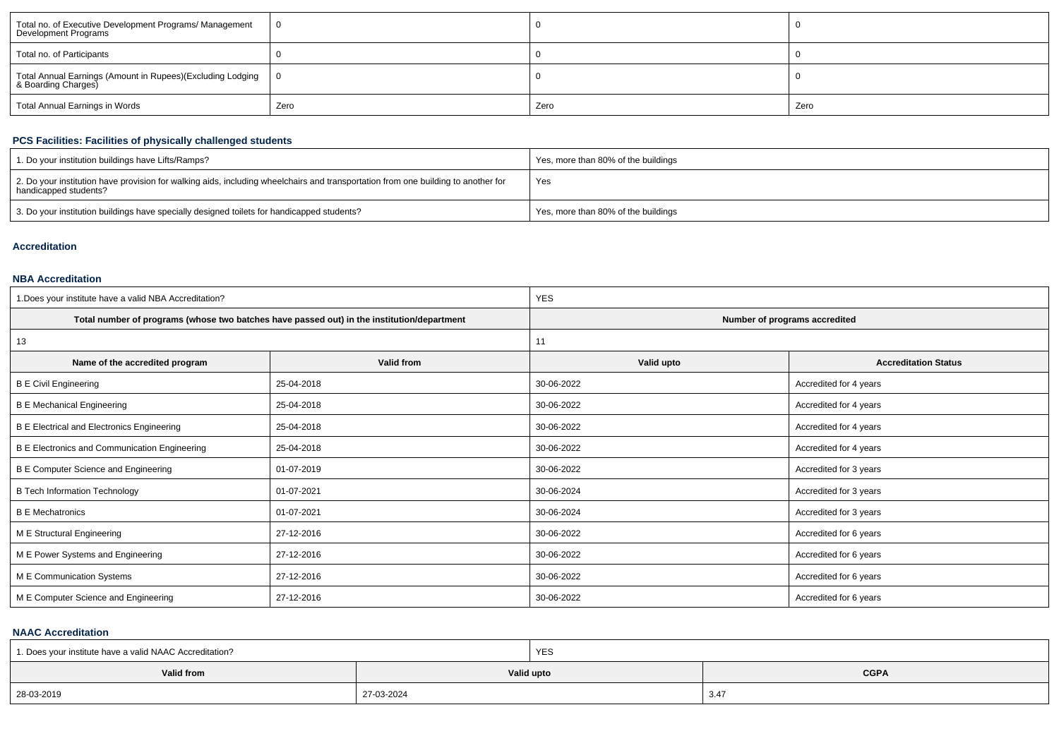| Total no. of Executive Development Programs/ Management Development Programs | 0 | 0 | 0 |
|---|---|---|---|
| Total no. of Participants | 0 | 0 | 0 |
| Total Annual Earnings (Amount in Rupees)(Excluding Lodging & Boarding Charges) | 0 | 0 | 0 |
| Total Annual Earnings in Words | Zero | Zero | Zero |

### PCS Facilities: Facilities of physically challenged students

| 1. Do your institution buildings have Lifts/Ramps? | Yes, more than 80% of the buildings |
|---|---|
| 2. Do your institution have provision for walking aids, including wheelchairs and transportation from one building to another for handicapped students? | Yes |
| 3. Do your institution buildings have specially designed toilets for handicapped students? | Yes, more than 80% of the buildings |

### Accreditation

### NBA Accreditation

| 1.Does your institute have a valid NBA Accreditation? | | YES | |
|---|---|---|---|
| **Total number of programs (whose two batches have passed out) in the institution/department** | | **Number of programs accredited** | |
| 13 | | 11 | |
| **Name of the accredited program** | **Valid from** | **Valid upto** | **Accreditation Status** |
| B E Civil Engineering | 25-04-2018 | 30-06-2022 | Accredited for 4 years |
| B E Mechanical Engineering | 25-04-2018 | 30-06-2022 | Accredited for 4 years |
| B E Electrical and Electronics Engineering | 25-04-2018 | 30-06-2022 | Accredited for 4 years |
| B E Electronics and Communication Engineering | 25-04-2018 | 30-06-2022 | Accredited for 4 years |
| B E Computer Science and Engineering | 01-07-2019 | 30-06-2022 | Accredited for 3 years |
| B Tech Information Technology | 01-07-2021 | 30-06-2024 | Accredited for 3 years |
| B E Mechatronics | 01-07-2021 | 30-06-2024 | Accredited for 3 years |
| M E Structural Engineering | 27-12-2016 | 30-06-2022 | Accredited for 6 years |
| M E Power Systems and Engineering | 27-12-2016 | 30-06-2022 | Accredited for 6 years |
| M E Communication Systems | 27-12-2016 | 30-06-2022 | Accredited for 6 years |
| M E Computer Science and Engineering | 27-12-2016 | 30-06-2022 | Accredited for 6 years |

### NAAC Accreditation

| 1. Does your institute have a valid NAAC Accreditation? | YES | |
|---|---|---|
| **Valid from** | **Valid upto** | **CGPA** |
| 28-03-2019 | 27-03-2024 | 3.47 |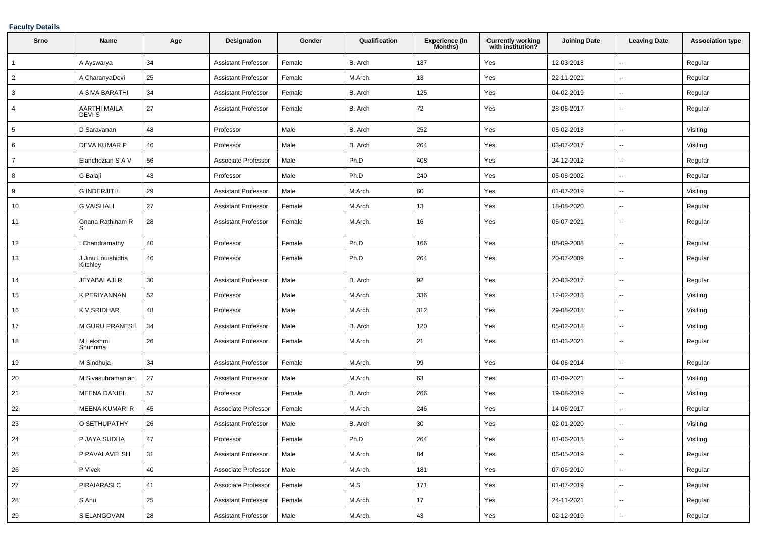**Faculty Details**

| Srno | Name | Age | Designation | Gender | Qualification | Experience (In Months) | Currently working with institution? | Joining Date | Leaving Date | Association type |
|---|---|---|---|---|---|---|---|---|---|---|
| 1 | A Ayswarya | 34 | Assistant Professor | Female | B. Arch | 137 | Yes | 12-03-2018 | -- | Regular |
| 2 | A CharanyaDevi | 25 | Assistant Professor | Female | M.Arch. | 13 | Yes | 22-11-2021 | -- | Regular |
| 3 | A SIVA BARATHI | 34 | Assistant Professor | Female | B. Arch | 125 | Yes | 04-02-2019 | -- | Regular |
| 4 | AARTHI MAILA DEVI S | 27 | Assistant Professor | Female | B. Arch | 72 | Yes | 28-06-2017 | -- | Regular |
| 5 | D Saravanan | 48 | Professor | Male | B. Arch | 252 | Yes | 05-02-2018 | -- | Visiting |
| 6 | DEVA KUMAR P | 46 | Professor | Male | B. Arch | 264 | Yes | 03-07-2017 | -- | Visiting |
| 7 | Elanchezian S A V | 56 | Associate Professor | Male | Ph.D | 408 | Yes | 24-12-2012 | -- | Regular |
| 8 | G Balaji | 43 | Professor | Male | Ph.D | 240 | Yes | 05-06-2002 | -- | Regular |
| 9 | G INDERJITH | 29 | Assistant Professor | Male | M.Arch. | 60 | Yes | 01-07-2019 | -- | Visiting |
| 10 | G VAISHALI | 27 | Assistant Professor | Female | M.Arch. | 13 | Yes | 18-08-2020 | -- | Regular |
| 11 | Gnana Rathinam R S | 28 | Assistant Professor | Female | M.Arch. | 16 | Yes | 05-07-2021 | -- | Regular |
| 12 | I Chandramathy | 40 | Professor | Female | Ph.D | 166 | Yes | 08-09-2008 | -- | Regular |
| 13 | J Jinu Louishidha Kitchley | 46 | Professor | Female | Ph.D | 264 | Yes | 20-07-2009 | -- | Regular |
| 14 | JEYABALAJI R | 30 | Assistant Professor | Male | B. Arch | 92 | Yes | 20-03-2017 | -- | Regular |
| 15 | K PERIYANNAN | 52 | Professor | Male | M.Arch. | 336 | Yes | 12-02-2018 | -- | Visiting |
| 16 | K V SRIDHAR | 48 | Professor | Male | M.Arch. | 312 | Yes | 29-08-2018 | -- | Visiting |
| 17 | M GURU PRANESH | 34 | Assistant Professor | Male | B. Arch | 120 | Yes | 05-02-2018 | -- | Visiting |
| 18 | M Lekshmi Shunnma | 26 | Assistant Professor | Female | M.Arch. | 21 | Yes | 01-03-2021 | -- | Regular |
| 19 | M Sindhuja | 34 | Assistant Professor | Female | M.Arch. | 99 | Yes | 04-06-2014 | -- | Regular |
| 20 | M Sivasubramanian | 27 | Assistant Professor | Male | M.Arch. | 63 | Yes | 01-09-2021 | -- | Visiting |
| 21 | MEENA DANIEL | 57 | Professor | Female | B. Arch | 266 | Yes | 19-08-2019 | -- | Visiting |
| 22 | MEENA KUMARI R | 45 | Associate Professor | Female | M.Arch. | 246 | Yes | 14-06-2017 | -- | Regular |
| 23 | O SETHUPATHY | 26 | Assistant Professor | Male | B. Arch | 30 | Yes | 02-01-2020 | -- | Visiting |
| 24 | P JAYA SUDHA | 47 | Professor | Female | Ph.D | 264 | Yes | 01-06-2015 | -- | Visiting |
| 25 | P PAVALAVELSH | 31 | Assistant Professor | Male | M.Arch. | 84 | Yes | 06-05-2019 | -- | Regular |
| 26 | P Vivek | 40 | Associate Professor | Male | M.Arch. | 181 | Yes | 07-06-2010 | -- | Regular |
| 27 | PIRAIARASI C | 41 | Associate Professor | Female | M.S | 171 | Yes | 01-07-2019 | -- | Regular |
| 28 | S Anu | 25 | Assistant Professor | Female | M.Arch. | 17 | Yes | 24-11-2021 | -- | Regular |
| 29 | S ELANGOVAN | 28 | Assistant Professor | Male | M.Arch. | 43 | Yes | 02-12-2019 | -- | Regular |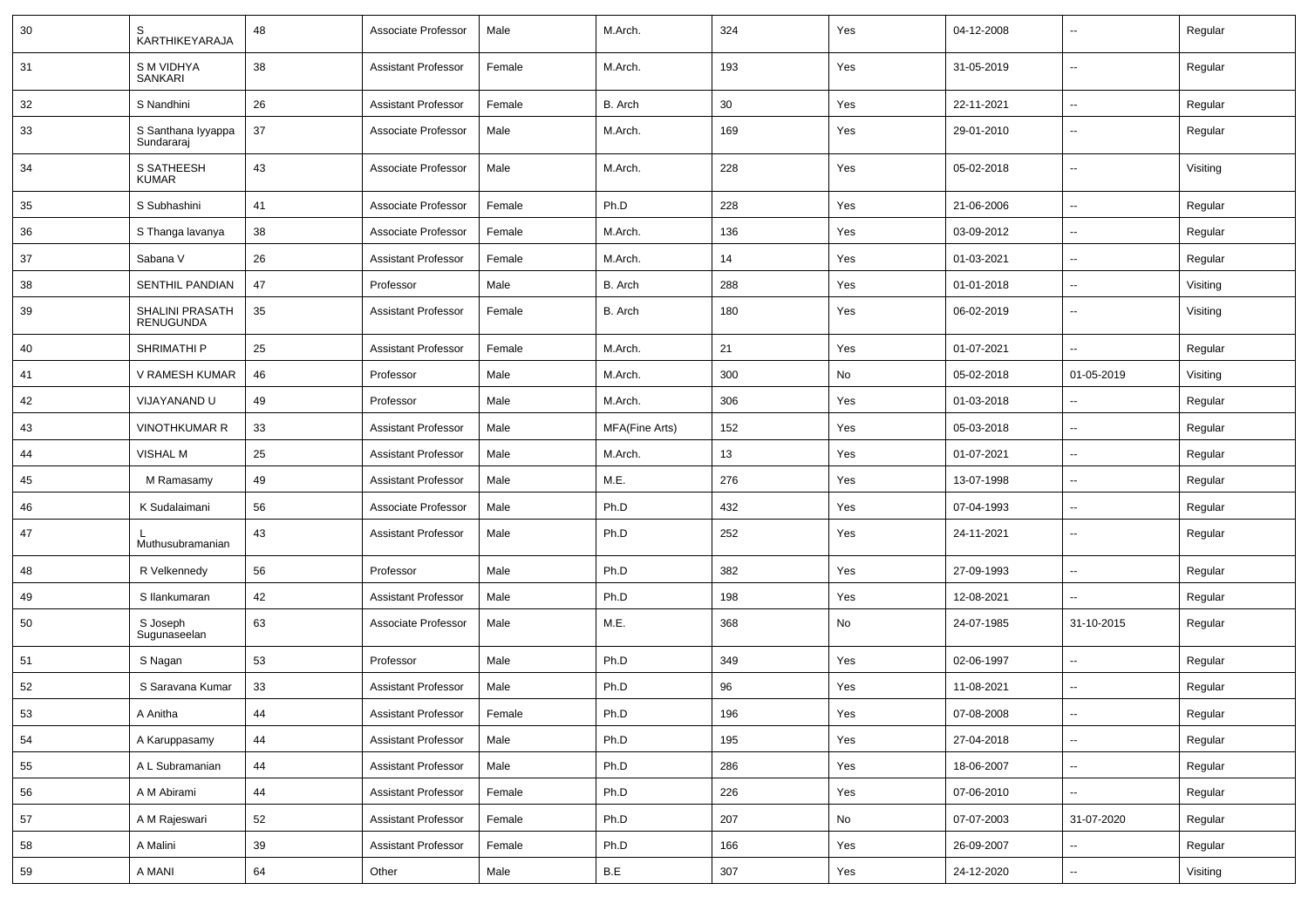| 30 | S KARTHIKEYARAJA | 48 | Associate Professor | Male | M.Arch. | 324 | Yes | 04-12-2008 | -- | Regular |
|---|---|---|---|---|---|---|---|---|---|---|
| 31 | S M VIDHYA SANKARI | 38 | Assistant Professor | Female | M.Arch. | 193 | Yes | 31-05-2019 | -- | Regular |
| 32 | S Nandhini | 26 | Assistant Professor | Female | B. Arch | 30 | Yes | 22-11-2021 | -- | Regular |
| 33 | S Santhana Iyyappa Sundararaj | 37 | Associate Professor | Male | M.Arch. | 169 | Yes | 29-01-2010 | -- | Regular |
| 34 | S SATHEESH KUMAR | 43 | Associate Professor | Male | M.Arch. | 228 | Yes | 05-02-2018 | -- | Visiting |
| 35 | S Subhashini | 41 | Associate Professor | Female | Ph.D | 228 | Yes | 21-06-2006 | -- | Regular |
| 36 | S Thanga lavanya | 38 | Associate Professor | Female | M.Arch. | 136 | Yes | 03-09-2012 | -- | Regular |
| 37 | Sabana V | 26 | Assistant Professor | Female | M.Arch. | 14 | Yes | 01-03-2021 | -- | Regular |
| 38 | SENTHIL PANDIAN | 47 | Professor | Male | B. Arch | 288 | Yes | 01-01-2018 | -- | Visiting |
| 39 | SHALINI PRASATH RENUGUNDA | 35 | Assistant Professor | Female | B. Arch | 180 | Yes | 06-02-2019 | -- | Visiting |
| 40 | SHRIMATHI P | 25 | Assistant Professor | Female | M.Arch. | 21 | Yes | 01-07-2021 | -- | Regular |
| 41 | V RAMESH KUMAR | 46 | Professor | Male | M.Arch. | 300 | No | 05-02-2018 | 01-05-2019 | Visiting |
| 42 | VIJAYANAND U | 49 | Professor | Male | M.Arch. | 306 | Yes | 01-03-2018 | -- | Regular |
| 43 | VINOTHKUMAR R | 33 | Assistant Professor | Male | MFA(Fine Arts) | 152 | Yes | 05-03-2018 | -- | Regular |
| 44 | VISHAL M | 25 | Assistant Professor | Male | M.Arch. | 13 | Yes | 01-07-2021 | -- | Regular |
| 45 | M Ramasamy | 49 | Assistant Professor | Male | M.E. | 276 | Yes | 13-07-1998 | -- | Regular |
| 46 | K Sudalaimani | 56 | Associate Professor | Male | Ph.D | 432 | Yes | 07-04-1993 | -- | Regular |
| 47 | L Muthusubramanian | 43 | Assistant Professor | Male | Ph.D | 252 | Yes | 24-11-2021 | -- | Regular |
| 48 | R Velkennedy | 56 | Professor | Male | Ph.D | 382 | Yes | 27-09-1993 | -- | Regular |
| 49 | S Ilankumaran | 42 | Assistant Professor | Male | Ph.D | 198 | Yes | 12-08-2021 | -- | Regular |
| 50 | S Joseph Sugunaseelan | 63 | Associate Professor | Male | M.E. | 368 | No | 24-07-1985 | 31-10-2015 | Regular |
| 51 | S Nagan | 53 | Professor | Male | Ph.D | 349 | Yes | 02-06-1997 | -- | Regular |
| 52 | S Saravana Kumar | 33 | Assistant Professor | Male | Ph.D | 96 | Yes | 11-08-2021 | -- | Regular |
| 53 | A Anitha | 44 | Assistant Professor | Female | Ph.D | 196 | Yes | 07-08-2008 | -- | Regular |
| 54 | A Karuppasamy | 44 | Assistant Professor | Male | Ph.D | 195 | Yes | 27-04-2018 | -- | Regular |
| 55 | A L Subramanian | 44 | Assistant Professor | Male | Ph.D | 286 | Yes | 18-06-2007 | -- | Regular |
| 56 | A M Abirami | 44 | Assistant Professor | Female | Ph.D | 226 | Yes | 07-06-2010 | -- | Regular |
| 57 | A M Rajeswari | 52 | Assistant Professor | Female | Ph.D | 207 | No | 07-07-2003 | 31-07-2020 | Regular |
| 58 | A Malini | 39 | Assistant Professor | Female | Ph.D | 166 | Yes | 26-09-2007 | -- | Regular |
| 59 | A MANI | 64 | Other | Male | B.E | 307 | Yes | 24-12-2020 | -- | Visiting |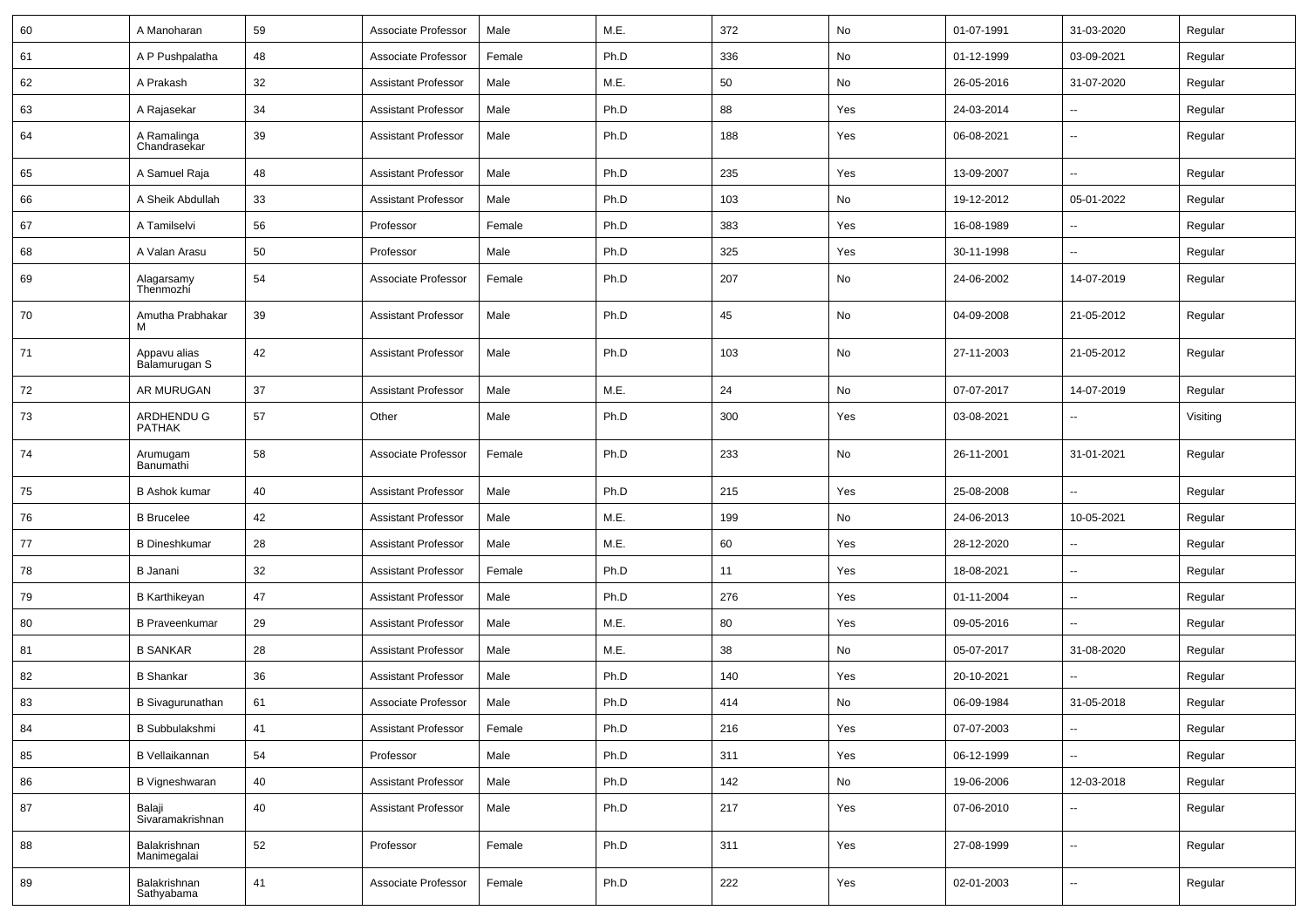| 60 | A Manoharan | 59 | Associate Professor | Male | M.E. | 372 | No | 01-07-1991 | 31-03-2020 | Regular |
|---|---|---|---|---|---|---|---|---|---|---|
| 61 | A P Pushpalatha | 48 | Associate Professor | Female | Ph.D | 336 | No | 01-12-1999 | 03-09-2021 | Regular |
| 62 | A Prakash | 32 | Assistant Professor | Male | M.E. | 50 | No | 26-05-2016 | 31-07-2020 | Regular |
| 63 | A Rajasekar | 34 | Assistant Professor | Male | Ph.D | 88 | Yes | 24-03-2014 | -- | Regular |
| 64 | A Ramalinga Chandrasekar | 39 | Assistant Professor | Male | Ph.D | 188 | Yes | 06-08-2021 | -- | Regular |
| 65 | A Samuel Raja | 48 | Assistant Professor | Male | Ph.D | 235 | Yes | 13-09-2007 | -- | Regular |
| 66 | A Sheik Abdullah | 33 | Assistant Professor | Male | Ph.D | 103 | No | 19-12-2012 | 05-01-2022 | Regular |
| 67 | A Tamilselvi | 56 | Professor | Female | Ph.D | 383 | Yes | 16-08-1989 | -- | Regular |
| 68 | A Valan Arasu | 50 | Professor | Male | Ph.D | 325 | Yes | 30-11-1998 | -- | Regular |
| 69 | Alagarsamy Thenmozhi | 54 | Associate Professor | Female | Ph.D | 207 | No | 24-06-2002 | 14-07-2019 | Regular |
| 70 | Amutha Prabhakar M | 39 | Assistant Professor | Male | Ph.D | 45 | No | 04-09-2008 | 21-05-2012 | Regular |
| 71 | Appavu alias Balamurugan S | 42 | Assistant Professor | Male | Ph.D | 103 | No | 27-11-2003 | 21-05-2012 | Regular |
| 72 | AR MURUGAN | 37 | Assistant Professor | Male | M.E. | 24 | No | 07-07-2017 | 14-07-2019 | Regular |
| 73 | ARDHENDU G PATHAK | 57 | Other | Male | Ph.D | 300 | Yes | 03-08-2021 | -- | Visiting |
| 74 | Arumugam Banumathi | 58 | Associate Professor | Female | Ph.D | 233 | No | 26-11-2001 | 31-01-2021 | Regular |
| 75 | B Ashok kumar | 40 | Assistant Professor | Male | Ph.D | 215 | Yes | 25-08-2008 | -- | Regular |
| 76 | B Brucelee | 42 | Assistant Professor | Male | M.E. | 199 | No | 24-06-2013 | 10-05-2021 | Regular |
| 77 | B Dineshkumar | 28 | Assistant Professor | Male | M.E. | 60 | Yes | 28-12-2020 | -- | Regular |
| 78 | B Janani | 32 | Assistant Professor | Female | Ph.D | 11 | Yes | 18-08-2021 | -- | Regular |
| 79 | B Karthikeyan | 47 | Assistant Professor | Male | Ph.D | 276 | Yes | 01-11-2004 | -- | Regular |
| 80 | B Praveenkumar | 29 | Assistant Professor | Male | M.E. | 80 | Yes | 09-05-2016 | -- | Regular |
| 81 | B SANKAR | 28 | Assistant Professor | Male | M.E. | 38 | No | 05-07-2017 | 31-08-2020 | Regular |
| 82 | B Shankar | 36 | Assistant Professor | Male | Ph.D | 140 | Yes | 20-10-2021 | -- | Regular |
| 83 | B Sivagurunathan | 61 | Associate Professor | Male | Ph.D | 414 | No | 06-09-1984 | 31-05-2018 | Regular |
| 84 | B Subbulakshmi | 41 | Assistant Professor | Female | Ph.D | 216 | Yes | 07-07-2003 | -- | Regular |
| 85 | B Vellaikannan | 54 | Professor | Male | Ph.D | 311 | Yes | 06-12-1999 | -- | Regular |
| 86 | B Vigneshwaran | 40 | Assistant Professor | Male | Ph.D | 142 | No | 19-06-2006 | 12-03-2018 | Regular |
| 87 | Balaji Sivaramakrishnan | 40 | Assistant Professor | Male | Ph.D | 217 | Yes | 07-06-2010 | -- | Regular |
| 88 | Balakrishnan Manimegalai | 52 | Professor | Female | Ph.D | 311 | Yes | 27-08-1999 | -- | Regular |
| 89 | Balakrishnan Sathyabama | 41 | Associate Professor | Female | Ph.D | 222 | Yes | 02-01-2003 | -- | Regular |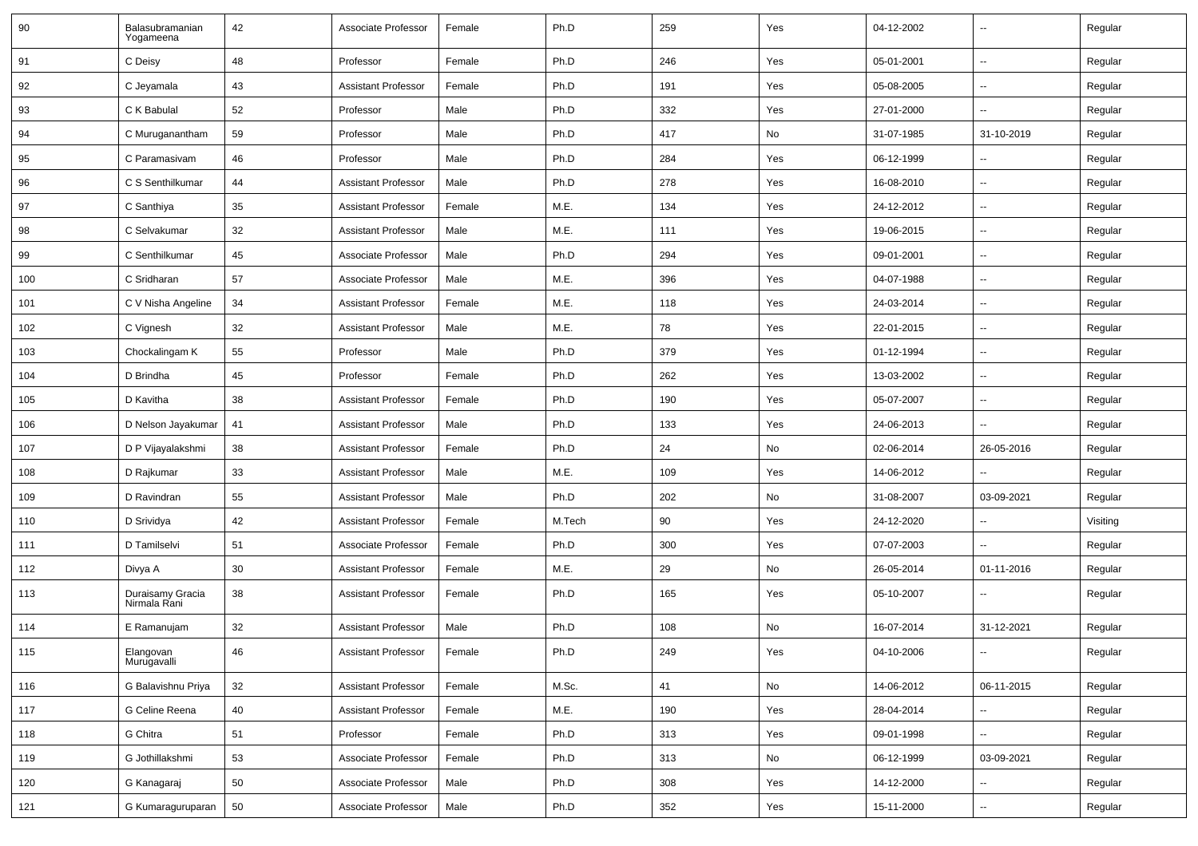| 90 | Balasubramanian Yogameena | 42 | Associate Professor | Female | Ph.D | 259 | Yes | 04-12-2002 | -- | Regular |
|---|---|---|---|---|---|---|---|---|---|---|
| 91 | C Deisy | 48 | Professor | Female | Ph.D | 246 | Yes | 05-01-2001 | -- | Regular |
| 92 | C Jeyamala | 43 | Assistant Professor | Female | Ph.D | 191 | Yes | 05-08-2005 | -- | Regular |
| 93 | C K Babulal | 52 | Professor | Male | Ph.D | 332 | Yes | 27-01-2000 | -- | Regular |
| 94 | C Muruganantham | 59 | Professor | Male | Ph.D | 417 | No | 31-07-1985 | 31-10-2019 | Regular |
| 95 | C Paramasivam | 46 | Professor | Male | Ph.D | 284 | Yes | 06-12-1999 | -- | Regular |
| 96 | C S Senthilkumar | 44 | Assistant Professor | Male | Ph.D | 278 | Yes | 16-08-2010 | -- | Regular |
| 97 | C Santhiya | 35 | Assistant Professor | Female | M.E. | 134 | Yes | 24-12-2012 | -- | Regular |
| 98 | C Selvakumar | 32 | Assistant Professor | Male | M.E. | 111 | Yes | 19-06-2015 | -- | Regular |
| 99 | C Senthilkumar | 45 | Associate Professor | Male | Ph.D | 294 | Yes | 09-01-2001 | -- | Regular |
| 100 | C Sridharan | 57 | Associate Professor | Male | M.E. | 396 | Yes | 04-07-1988 | -- | Regular |
| 101 | C V Nisha Angeline | 34 | Assistant Professor | Female | M.E. | 118 | Yes | 24-03-2014 | -- | Regular |
| 102 | C Vignesh | 32 | Assistant Professor | Male | M.E. | 78 | Yes | 22-01-2015 | -- | Regular |
| 103 | Chockalingam K | 55 | Professor | Male | Ph.D | 379 | Yes | 01-12-1994 | -- | Regular |
| 104 | D Brindha | 45 | Professor | Female | Ph.D | 262 | Yes | 13-03-2002 | -- | Regular |
| 105 | D Kavitha | 38 | Assistant Professor | Female | Ph.D | 190 | Yes | 05-07-2007 | -- | Regular |
| 106 | D Nelson Jayakumar | 41 | Assistant Professor | Male | Ph.D | 133 | Yes | 24-06-2013 | -- | Regular |
| 107 | D P Vijayalakshmi | 38 | Assistant Professor | Female | Ph.D | 24 | No | 02-06-2014 | 26-05-2016 | Regular |
| 108 | D Rajkumar | 33 | Assistant Professor | Male | M.E. | 109 | Yes | 14-06-2012 | -- | Regular |
| 109 | D Ravindran | 55 | Assistant Professor | Male | Ph.D | 202 | No | 31-08-2007 | 03-09-2021 | Regular |
| 110 | D Srividya | 42 | Assistant Professor | Female | M.Tech | 90 | Yes | 24-12-2020 | -- | Visiting |
| 111 | D Tamilselvi | 51 | Associate Professor | Female | Ph.D | 300 | Yes | 07-07-2003 | -- | Regular |
| 112 | Divya A | 30 | Assistant Professor | Female | M.E. | 29 | No | 26-05-2014 | 01-11-2016 | Regular |
| 113 | Duraisamy Gracia Nirmala Rani | 38 | Assistant Professor | Female | Ph.D | 165 | Yes | 05-10-2007 | -- | Regular |
| 114 | E Ramanujam | 32 | Assistant Professor | Male | Ph.D | 108 | No | 16-07-2014 | 31-12-2021 | Regular |
| 115 | Elangovan Murugavalli | 46 | Assistant Professor | Female | Ph.D | 249 | Yes | 04-10-2006 | -- | Regular |
| 116 | G Balavishnu Priya | 32 | Assistant Professor | Female | M.Sc. | 41 | No | 14-06-2012 | 06-11-2015 | Regular |
| 117 | G Celine Reena | 40 | Assistant Professor | Female | M.E. | 190 | Yes | 28-04-2014 | -- | Regular |
| 118 | G Chitra | 51 | Professor | Female | Ph.D | 313 | Yes | 09-01-1998 | -- | Regular |
| 119 | G Jothillakshmi | 53 | Associate Professor | Female | Ph.D | 313 | No | 06-12-1999 | 03-09-2021 | Regular |
| 120 | G Kanagaraj | 50 | Associate Professor | Male | Ph.D | 308 | Yes | 14-12-2000 | -- | Regular |
| 121 | G Kumaraguruparan | 50 | Associate Professor | Male | Ph.D | 352 | Yes | 15-11-2000 | -- | Regular |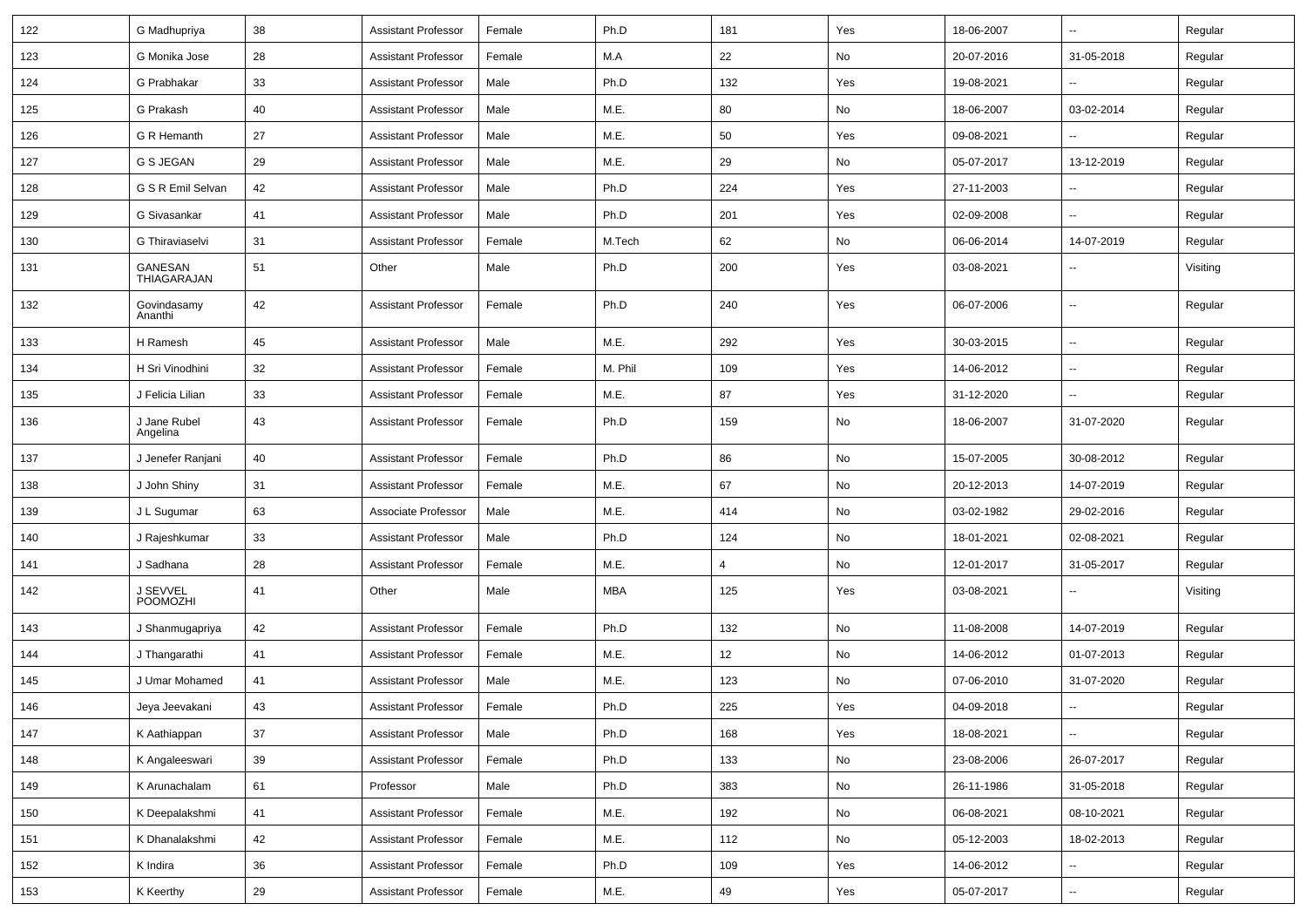| | | | | | | | | | | |
|---|---|---|---|---|---|---|---|---|---|---|
| 122 | G Madhupriya | 38 | Assistant Professor | Female | Ph.D | 181 | Yes | 18-06-2007 | -- | Regular |
| 123 | G Monika Jose | 28 | Assistant Professor | Female | M.A | 22 | No | 20-07-2016 | 31-05-2018 | Regular |
| 124 | G Prabhakar | 33 | Assistant Professor | Male | Ph.D | 132 | Yes | 19-08-2021 | -- | Regular |
| 125 | G Prakash | 40 | Assistant Professor | Male | M.E. | 80 | No | 18-06-2007 | 03-02-2014 | Regular |
| 126 | G R Hemanth | 27 | Assistant Professor | Male | M.E. | 50 | Yes | 09-08-2021 | -- | Regular |
| 127 | G S JEGAN | 29 | Assistant Professor | Male | M.E. | 29 | No | 05-07-2017 | 13-12-2019 | Regular |
| 128 | G S R Emil Selvan | 42 | Assistant Professor | Male | Ph.D | 224 | Yes | 27-11-2003 | -- | Regular |
| 129 | G Sivasankar | 41 | Assistant Professor | Male | Ph.D | 201 | Yes | 02-09-2008 | -- | Regular |
| 130 | G Thiraviaselvi | 31 | Assistant Professor | Female | M.Tech | 62 | No | 06-06-2014 | 14-07-2019 | Regular |
| 131 | GANESAN THIAGARAJAN | 51 | Other | Male | Ph.D | 200 | Yes | 03-08-2021 | -- | Visiting |
| 132 | Govindasamy Ananthi | 42 | Assistant Professor | Female | Ph.D | 240 | Yes | 06-07-2006 | -- | Regular |
| 133 | H Ramesh | 45 | Assistant Professor | Male | M.E. | 292 | Yes | 30-03-2015 | -- | Regular |
| 134 | H Sri Vinodhini | 32 | Assistant Professor | Female | M. Phil | 109 | Yes | 14-06-2012 | -- | Regular |
| 135 | J Felicia Lilian | 33 | Assistant Professor | Female | M.E. | 87 | Yes | 31-12-2020 | -- | Regular |
| 136 | J Jane Rubel Angelina | 43 | Assistant Professor | Female | Ph.D | 159 | No | 18-06-2007 | 31-07-2020 | Regular |
| 137 | J Jenefer Ranjani | 40 | Assistant Professor | Female | Ph.D | 86 | No | 15-07-2005 | 30-08-2012 | Regular |
| 138 | J John Shiny | 31 | Assistant Professor | Female | M.E. | 67 | No | 20-12-2013 | 14-07-2019 | Regular |
| 139 | J L Sugumar | 63 | Associate Professor | Male | M.E. | 414 | No | 03-02-1982 | 29-02-2016 | Regular |
| 140 | J Rajeshkumar | 33 | Assistant Professor | Male | Ph.D | 124 | No | 18-01-2021 | 02-08-2021 | Regular |
| 141 | J Sadhana | 28 | Assistant Professor | Female | M.E. | 4 | No | 12-01-2017 | 31-05-2017 | Regular |
| 142 | J SEVVEL POOMOZHI | 41 | Other | Male | MBA | 125 | Yes | 03-08-2021 | -- | Visiting |
| 143 | J Shanmugapriya | 42 | Assistant Professor | Female | Ph.D | 132 | No | 11-08-2008 | 14-07-2019 | Regular |
| 144 | J Thangarathi | 41 | Assistant Professor | Female | M.E. | 12 | No | 14-06-2012 | 01-07-2013 | Regular |
| 145 | J Umar Mohamed | 41 | Assistant Professor | Male | M.E. | 123 | No | 07-06-2010 | 31-07-2020 | Regular |
| 146 | Jeya Jeevakani | 43 | Assistant Professor | Female | Ph.D | 225 | Yes | 04-09-2018 | -- | Regular |
| 147 | K Aathiappan | 37 | Assistant Professor | Male | Ph.D | 168 | Yes | 18-08-2021 | -- | Regular |
| 148 | K Angaleeswari | 39 | Assistant Professor | Female | Ph.D | 133 | No | 23-08-2006 | 26-07-2017 | Regular |
| 149 | K Arunachalam | 61 | Professor | Male | Ph.D | 383 | No | 26-11-1986 | 31-05-2018 | Regular |
| 150 | K Deepalakshmi | 41 | Assistant Professor | Female | M.E. | 192 | No | 06-08-2021 | 08-10-2021 | Regular |
| 151 | K Dhanalakshmi | 42 | Assistant Professor | Female | M.E. | 112 | No | 05-12-2003 | 18-02-2013 | Regular |
| 152 | K Indira | 36 | Assistant Professor | Female | Ph.D | 109 | Yes | 14-06-2012 | -- | Regular |
| 153 | K Keerthy | 29 | Assistant Professor | Female | M.E. | 49 | Yes | 05-07-2017 | -- | Regular |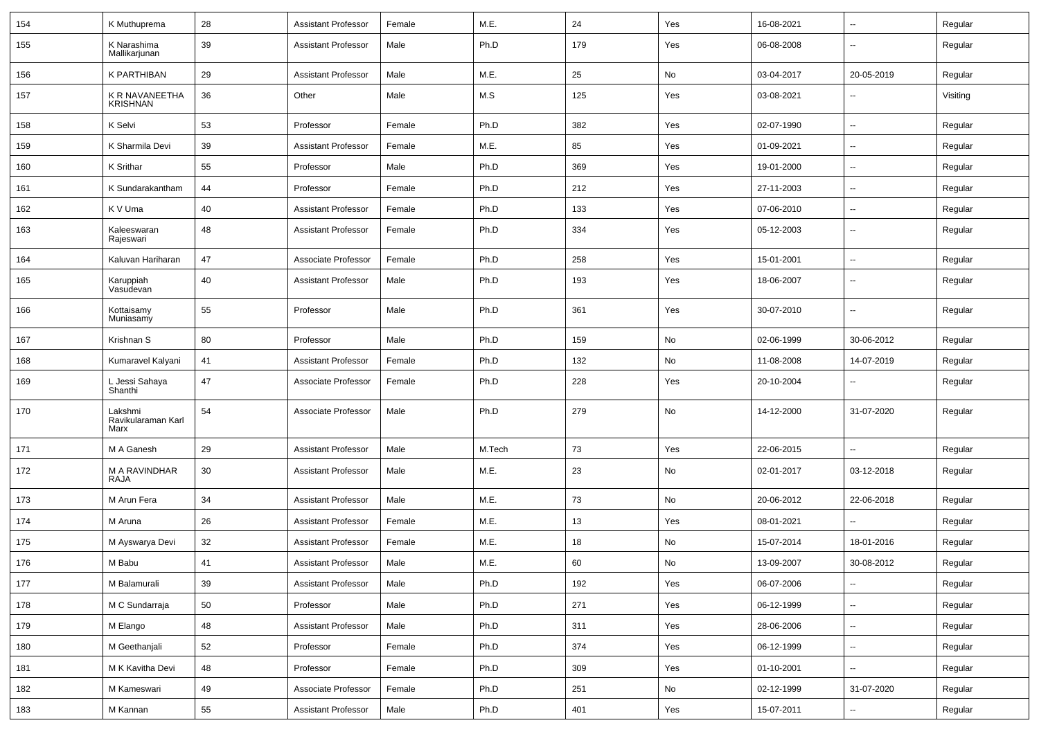| 154 | K Muthuprema | 28 | Assistant Professor | Female | M.E. | 24 | Yes | 16-08-2021 | -- | Regular |
|---|---|---|---|---|---|---|---|---|---|---|
| 155 | K Narashima Mallikarjunan | 39 | Assistant Professor | Male | Ph.D | 179 | Yes | 06-08-2008 | -- | Regular |
| 156 | K PARTHIBAN | 29 | Assistant Professor | Male | M.E. | 25 | No | 03-04-2017 | 20-05-2019 | Regular |
| 157 | K R NAVANEETHA KRISHNAN | 36 | Other | Male | M.S | 125 | Yes | 03-08-2021 | -- | Visiting |
| 158 | K Selvi | 53 | Professor | Female | Ph.D | 382 | Yes | 02-07-1990 | -- | Regular |
| 159 | K Sharmila Devi | 39 | Assistant Professor | Female | M.E. | 85 | Yes | 01-09-2021 | -- | Regular |
| 160 | K Srithar | 55 | Professor | Male | Ph.D | 369 | Yes | 19-01-2000 | -- | Regular |
| 161 | K Sundarakantham | 44 | Professor | Female | Ph.D | 212 | Yes | 27-11-2003 | -- | Regular |
| 162 | K V Uma | 40 | Assistant Professor | Female | Ph.D | 133 | Yes | 07-06-2010 | -- | Regular |
| 163 | Kaleeswaran Rajeswari | 48 | Assistant Professor | Female | Ph.D | 334 | Yes | 05-12-2003 | -- | Regular |
| 164 | Kaluvan Hariharan | 47 | Associate Professor | Female | Ph.D | 258 | Yes | 15-01-2001 | -- | Regular |
| 165 | Karuppiah Vasudevan | 40 | Assistant Professor | Male | Ph.D | 193 | Yes | 18-06-2007 | -- | Regular |
| 166 | Kottaisamy Muniasamy | 55 | Professor | Male | Ph.D | 361 | Yes | 30-07-2010 | -- | Regular |
| 167 | Krishnan S | 80 | Professor | Male | Ph.D | 159 | No | 02-06-1999 | 30-06-2012 | Regular |
| 168 | Kumaravel Kalyani | 41 | Assistant Professor | Female | Ph.D | 132 | No | 11-08-2008 | 14-07-2019 | Regular |
| 169 | L Jessi Sahaya Shanthi | 47 | Associate Professor | Female | Ph.D | 228 | Yes | 20-10-2004 | -- | Regular |
| 170 | Lakshmi Ravikularaman Karl Marx | 54 | Associate Professor | Male | Ph.D | 279 | No | 14-12-2000 | 31-07-2020 | Regular |
| 171 | M A Ganesh | 29 | Assistant Professor | Male | M.Tech | 73 | Yes | 22-06-2015 | -- | Regular |
| 172 | M A RAVINDHAR RAJA | 30 | Assistant Professor | Male | M.E. | 23 | No | 02-01-2017 | 03-12-2018 | Regular |
| 173 | M Arun Fera | 34 | Assistant Professor | Male | M.E. | 73 | No | 20-06-2012 | 22-06-2018 | Regular |
| 174 | M Aruna | 26 | Assistant Professor | Female | M.E. | 13 | Yes | 08-01-2021 | -- | Regular |
| 175 | M Ayswarya Devi | 32 | Assistant Professor | Female | M.E. | 18 | No | 15-07-2014 | 18-01-2016 | Regular |
| 176 | M Babu | 41 | Assistant Professor | Male | M.E. | 60 | No | 13-09-2007 | 30-08-2012 | Regular |
| 177 | M Balamurali | 39 | Assistant Professor | Male | Ph.D | 192 | Yes | 06-07-2006 | -- | Regular |
| 178 | M C Sundarraja | 50 | Professor | Male | Ph.D | 271 | Yes | 06-12-1999 | -- | Regular |
| 179 | M Elango | 48 | Assistant Professor | Male | Ph.D | 311 | Yes | 28-06-2006 | -- | Regular |
| 180 | M Geethanjali | 52 | Professor | Female | Ph.D | 374 | Yes | 06-12-1999 | -- | Regular |
| 181 | M K Kavitha Devi | 48 | Professor | Female | Ph.D | 309 | Yes | 01-10-2001 | -- | Regular |
| 182 | M Kameswari | 49 | Associate Professor | Female | Ph.D | 251 | No | 02-12-1999 | 31-07-2020 | Regular |
| 183 | M Kannan | 55 | Assistant Professor | Male | Ph.D | 401 | Yes | 15-07-2011 | -- | Regular |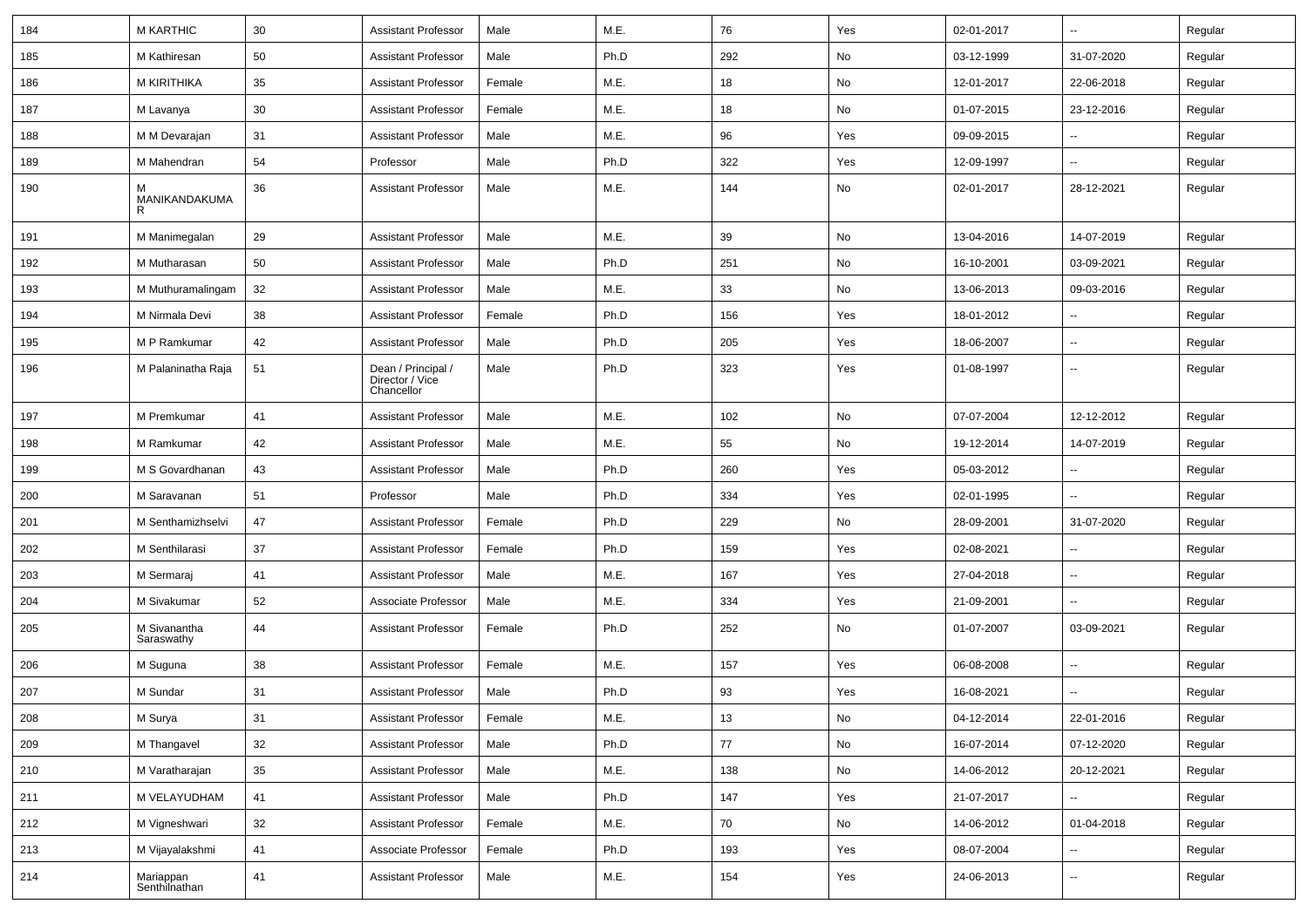| 184 | M KARTHIC | 30 | Assistant Professor | Male | M.E. | 76 | Yes | 02-01-2017 | -- | Regular |
|---|---|---|---|---|---|---|---|---|---|---|
| 185 | M Kathiresan | 50 | Assistant Professor | Male | Ph.D | 292 | No | 03-12-1999 | 31-07-2020 | Regular |
| 186 | M KIRITHIKA | 35 | Assistant Professor | Female | M.E. | 18 | No | 12-01-2017 | 22-06-2018 | Regular |
| 187 | M Lavanya | 30 | Assistant Professor | Female | M.E. | 18 | No | 01-07-2015 | 23-12-2016 | Regular |
| 188 | M M Devarajan | 31 | Assistant Professor | Male | M.E. | 96 | Yes | 09-09-2015 | -- | Regular |
| 189 | M Mahendran | 54 | Professor | Male | Ph.D | 322 | Yes | 12-09-1997 | -- | Regular |
| 190 | M MANIKANDAKUMAR | 36 | Assistant Professor | Male | M.E. | 144 | No | 02-01-2017 | 28-12-2021 | Regular |
| 191 | M Manimegalan | 29 | Assistant Professor | Male | M.E. | 39 | No | 13-04-2016 | 14-07-2019 | Regular |
| 192 | M Mutharasan | 50 | Assistant Professor | Male | Ph.D | 251 | No | 16-10-2001 | 03-09-2021 | Regular |
| 193 | M Muthuramalingam | 32 | Assistant Professor | Male | M.E. | 33 | No | 13-06-2013 | 09-03-2016 | Regular |
| 194 | M Nirmala Devi | 38 | Assistant Professor | Female | Ph.D | 156 | Yes | 18-01-2012 | -- | Regular |
| 195 | M P Ramkumar | 42 | Assistant Professor | Male | Ph.D | 205 | Yes | 18-06-2007 | -- | Regular |
| 196 | M Palaninatha Raja | 51 | Dean / Principal / Director / Vice Chancellor | Male | Ph.D | 323 | Yes | 01-08-1997 | -- | Regular |
| 197 | M Premkumar | 41 | Assistant Professor | Male | M.E. | 102 | No | 07-07-2004 | 12-12-2012 | Regular |
| 198 | M Ramkumar | 42 | Assistant Professor | Male | M.E. | 55 | No | 19-12-2014 | 14-07-2019 | Regular |
| 199 | M S Govardhanan | 43 | Assistant Professor | Male | Ph.D | 260 | Yes | 05-03-2012 | -- | Regular |
| 200 | M Saravanan | 51 | Professor | Male | Ph.D | 334 | Yes | 02-01-1995 | -- | Regular |
| 201 | M Senthamizhselvi | 47 | Assistant Professor | Female | Ph.D | 229 | No | 28-09-2001 | 31-07-2020 | Regular |
| 202 | M Senthilarasi | 37 | Assistant Professor | Female | Ph.D | 159 | Yes | 02-08-2021 | -- | Regular |
| 203 | M Sermaraj | 41 | Assistant Professor | Male | M.E. | 167 | Yes | 27-04-2018 | -- | Regular |
| 204 | M Sivakumar | 52 | Associate Professor | Male | M.E. | 334 | Yes | 21-09-2001 | -- | Regular |
| 205 | M Sivanantha Saraswathy | 44 | Assistant Professor | Female | Ph.D | 252 | No | 01-07-2007 | 03-09-2021 | Regular |
| 206 | M Suguna | 38 | Assistant Professor | Female | M.E. | 157 | Yes | 06-08-2008 | -- | Regular |
| 207 | M Sundar | 31 | Assistant Professor | Male | Ph.D | 93 | Yes | 16-08-2021 | -- | Regular |
| 208 | M Surya | 31 | Assistant Professor | Female | M.E. | 13 | No | 04-12-2014 | 22-01-2016 | Regular |
| 209 | M Thangavel | 32 | Assistant Professor | Male | Ph.D | 77 | No | 16-07-2014 | 07-12-2020 | Regular |
| 210 | M Varatharajan | 35 | Assistant Professor | Male | M.E. | 138 | No | 14-06-2012 | 20-12-2021 | Regular |
| 211 | M VELAYUDHAM | 41 | Assistant Professor | Male | Ph.D | 147 | Yes | 21-07-2017 | -- | Regular |
| 212 | M Vigneshwari | 32 | Assistant Professor | Female | M.E. | 70 | No | 14-06-2012 | 01-04-2018 | Regular |
| 213 | M Vijayalakshmi | 41 | Associate Professor | Female | Ph.D | 193 | Yes | 08-07-2004 | -- | Regular |
| 214 | Mariappan Senthilnathan | 41 | Assistant Professor | Male | M.E. | 154 | Yes | 24-06-2013 | -- | Regular |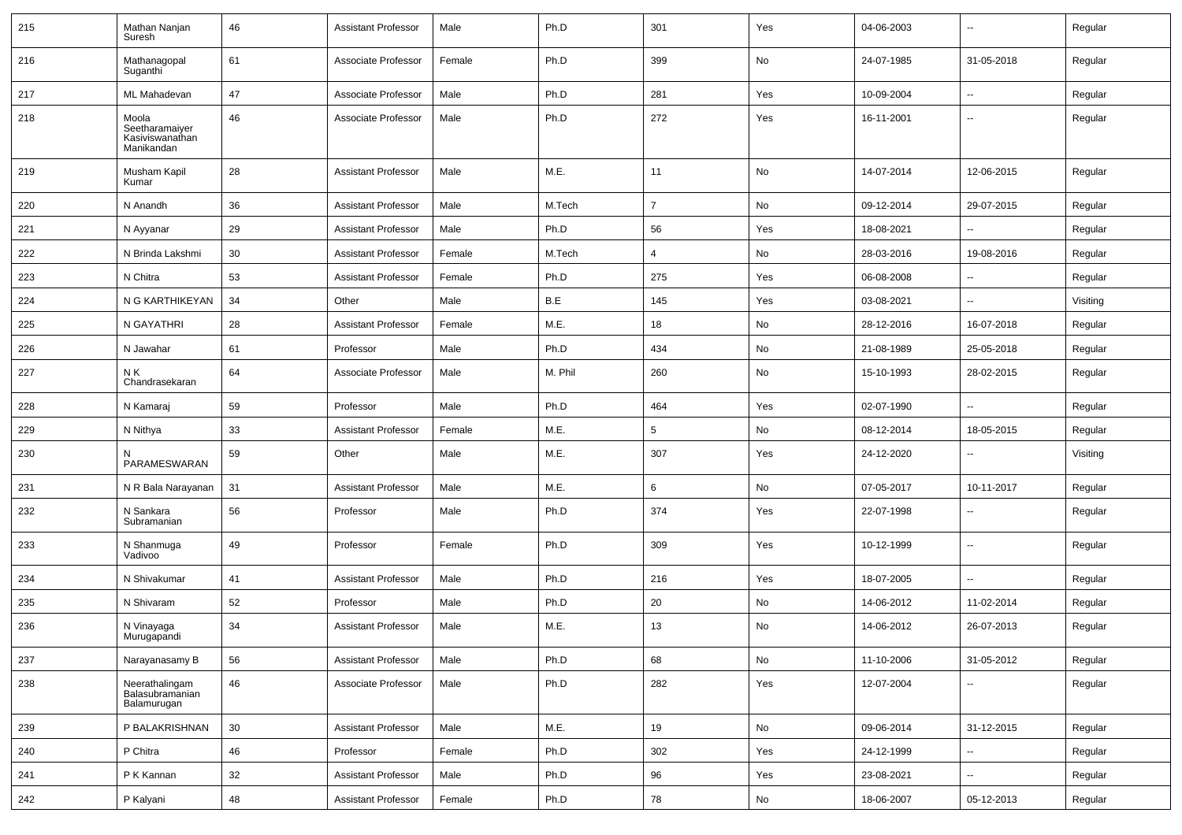| 215 | Mathan Nanjan Suresh | 46 | Assistant Professor | Male | Ph.D | 301 | Yes | 04-06-2003 | -- | Regular |
|---|---|---|---|---|---|---|---|---|---|---|
| 216 | Mathanagopal Suganthi | 61 | Associate Professor | Female | Ph.D | 399 | No | 24-07-1985 | 31-05-2018 | Regular |
| 217 | ML Mahadevan | 47 | Associate Professor | Male | Ph.D | 281 | Yes | 10-09-2004 | -- | Regular |
| 218 | Moola Seetharamaiyer Kasiviswanathan Manikandan | 46 | Associate Professor | Male | Ph.D | 272 | Yes | 16-11-2001 | -- | Regular |
| 219 | Musham Kapil Kumar | 28 | Assistant Professor | Male | M.E. | 11 | No | 14-07-2014 | 12-06-2015 | Regular |
| 220 | N Anandh | 36 | Assistant Professor | Male | M.Tech | 7 | No | 09-12-2014 | 29-07-2015 | Regular |
| 221 | N Ayyanar | 29 | Assistant Professor | Male | Ph.D | 56 | Yes | 18-08-2021 | -- | Regular |
| 222 | N Brinda Lakshmi | 30 | Assistant Professor | Female | M.Tech | 4 | No | 28-03-2016 | 19-08-2016 | Regular |
| 223 | N Chitra | 53 | Assistant Professor | Female | Ph.D | 275 | Yes | 06-08-2008 | -- | Regular |
| 224 | N G KARTHIKEYAN | 34 | Other | Male | B.E | 145 | Yes | 03-08-2021 | -- | Visiting |
| 225 | N GAYATHRI | 28 | Assistant Professor | Female | M.E. | 18 | No | 28-12-2016 | 16-07-2018 | Regular |
| 226 | N Jawahar | 61 | Professor | Male | Ph.D | 434 | No | 21-08-1989 | 25-05-2018 | Regular |
| 227 | N K Chandrasekaran | 64 | Associate Professor | Male | M. Phil | 260 | No | 15-10-1993 | 28-02-2015 | Regular |
| 228 | N Kamaraj | 59 | Professor | Male | Ph.D | 464 | Yes | 02-07-1990 | -- | Regular |
| 229 | N Nithya | 33 | Assistant Professor | Female | M.E. | 5 | No | 08-12-2014 | 18-05-2015 | Regular |
| 230 | N PARAMESWARAN | 59 | Other | Male | M.E. | 307 | Yes | 24-12-2020 | -- | Visiting |
| 231 | N R Bala Narayanan | 31 | Assistant Professor | Male | M.E. | 6 | No | 07-05-2017 | 10-11-2017 | Regular |
| 232 | N Sankara Subramanian | 56 | Professor | Male | Ph.D | 374 | Yes | 22-07-1998 | -- | Regular |
| 233 | N Shanmuga Vadivoo | 49 | Professor | Female | Ph.D | 309 | Yes | 10-12-1999 | -- | Regular |
| 234 | N Shivakumar | 41 | Assistant Professor | Male | Ph.D | 216 | Yes | 18-07-2005 | -- | Regular |
| 235 | N Shivaram | 52 | Professor | Male | Ph.D | 20 | No | 14-06-2012 | 11-02-2014 | Regular |
| 236 | N Vinayaga Murugapandi | 34 | Assistant Professor | Male | M.E. | 13 | No | 14-06-2012 | 26-07-2013 | Regular |
| 237 | Narayanasamy B | 56 | Assistant Professor | Male | Ph.D | 68 | No | 11-10-2006 | 31-05-2012 | Regular |
| 238 | Neerathalingam Balasubramanian Balamurugan | 46 | Associate Professor | Male | Ph.D | 282 | Yes | 12-07-2004 | -- | Regular |
| 239 | P BALAKRISHNAN | 30 | Assistant Professor | Male | M.E. | 19 | No | 09-06-2014 | 31-12-2015 | Regular |
| 240 | P Chitra | 46 | Professor | Female | Ph.D | 302 | Yes | 24-12-1999 | -- | Regular |
| 241 | P K Kannan | 32 | Assistant Professor | Male | Ph.D | 96 | Yes | 23-08-2021 | -- | Regular |
| 242 | P Kalyani | 48 | Assistant Professor | Female | Ph.D | 78 | No | 18-06-2007 | 05-12-2013 | Regular |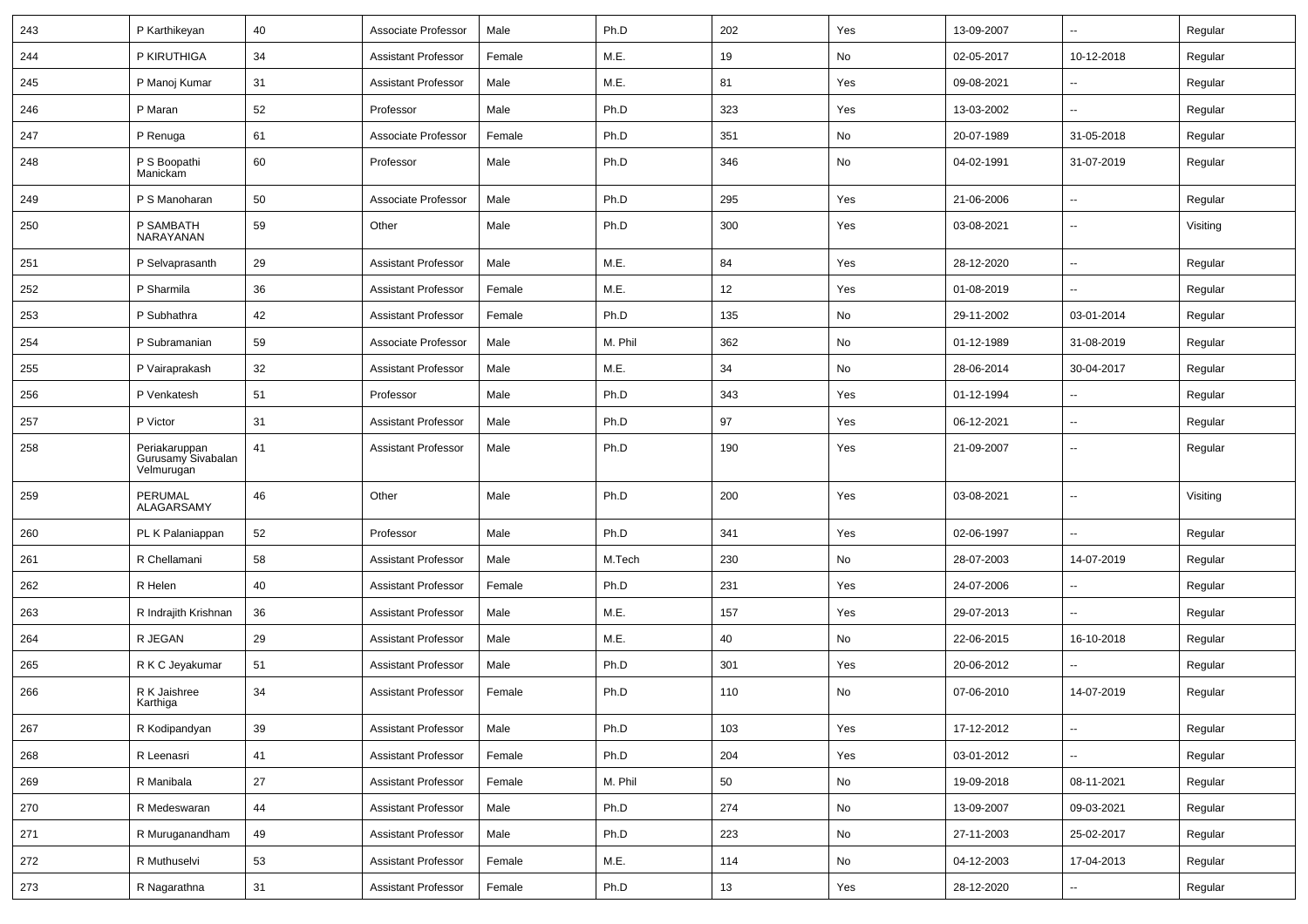| 243 | P Karthikeyan | 40 | Associate Professor | Male | Ph.D | 202 | Yes | 13-09-2007 | -- | Regular |
|---|---|---|---|---|---|---|---|---|---|---|
| 244 | P KIRUTHIGA | 34 | Assistant Professor | Female | M.E. | 19 | No | 02-05-2017 | 10-12-2018 | Regular |
| 245 | P Manoj Kumar | 31 | Assistant Professor | Male | M.E. | 81 | Yes | 09-08-2021 | -- | Regular |
| 246 | P Maran | 52 | Professor | Male | Ph.D | 323 | Yes | 13-03-2002 | -- | Regular |
| 247 | P Renuga | 61 | Associate Professor | Female | Ph.D | 351 | No | 20-07-1989 | 31-05-2018 | Regular |
| 248 | P S Boopathi Manickam | 60 | Professor | Male | Ph.D | 346 | No | 04-02-1991 | 31-07-2019 | Regular |
| 249 | P S Manoharan | 50 | Associate Professor | Male | Ph.D | 295 | Yes | 21-06-2006 | -- | Regular |
| 250 | P SAMBATH NARAYANAN | 59 | Other | Male | Ph.D | 300 | Yes | 03-08-2021 | -- | Visiting |
| 251 | P Selvaprasanth | 29 | Assistant Professor | Male | M.E. | 84 | Yes | 28-12-2020 | -- | Regular |
| 252 | P Sharmila | 36 | Assistant Professor | Female | M.E. | 12 | Yes | 01-08-2019 | -- | Regular |
| 253 | P Subhathra | 42 | Assistant Professor | Female | Ph.D | 135 | No | 29-11-2002 | 03-01-2014 | Regular |
| 254 | P Subramanian | 59 | Associate Professor | Male | M. Phil | 362 | No | 01-12-1989 | 31-08-2019 | Regular |
| 255 | P Vairaprakash | 32 | Assistant Professor | Male | M.E. | 34 | No | 28-06-2014 | 30-04-2017 | Regular |
| 256 | P Venkatesh | 51 | Professor | Male | Ph.D | 343 | Yes | 01-12-1994 | -- | Regular |
| 257 | P Victor | 31 | Assistant Professor | Male | Ph.D | 97 | Yes | 06-12-2021 | -- | Regular |
| 258 | Periakaruppan Gurusamy Sivabalan Velmurugan | 41 | Assistant Professor | Male | Ph.D | 190 | Yes | 21-09-2007 | -- | Regular |
| 259 | PERUMAL ALAGARSAMY | 46 | Other | Male | Ph.D | 200 | Yes | 03-08-2021 | -- | Visiting |
| 260 | PL K Palaniappan | 52 | Professor | Male | Ph.D | 341 | Yes | 02-06-1997 | -- | Regular |
| 261 | R Chellamani | 58 | Assistant Professor | Male | M.Tech | 230 | No | 28-07-2003 | 14-07-2019 | Regular |
| 262 | R Helen | 40 | Assistant Professor | Female | Ph.D | 231 | Yes | 24-07-2006 | -- | Regular |
| 263 | R Indrajith Krishnan | 36 | Assistant Professor | Male | M.E. | 157 | Yes | 29-07-2013 | -- | Regular |
| 264 | R JEGAN | 29 | Assistant Professor | Male | M.E. | 40 | No | 22-06-2015 | 16-10-2018 | Regular |
| 265 | R K C Jeyakumar | 51 | Assistant Professor | Male | Ph.D | 301 | Yes | 20-06-2012 | -- | Regular |
| 266 | R K Jaishree Karthiga | 34 | Assistant Professor | Female | Ph.D | 110 | No | 07-06-2010 | 14-07-2019 | Regular |
| 267 | R Kodipandyan | 39 | Assistant Professor | Male | Ph.D | 103 | Yes | 17-12-2012 | -- | Regular |
| 268 | R Leenasri | 41 | Assistant Professor | Female | Ph.D | 204 | Yes | 03-01-2012 | -- | Regular |
| 269 | R Manibala | 27 | Assistant Professor | Female | M. Phil | 50 | No | 19-09-2018 | 08-11-2021 | Regular |
| 270 | R Medeswaran | 44 | Assistant Professor | Male | Ph.D | 274 | No | 13-09-2007 | 09-03-2021 | Regular |
| 271 | R Muruganandham | 49 | Assistant Professor | Male | Ph.D | 223 | No | 27-11-2003 | 25-02-2017 | Regular |
| 272 | R Muthuselvi | 53 | Assistant Professor | Female | M.E. | 114 | No | 04-12-2003 | 17-04-2013 | Regular |
| 273 | R Nagarathna | 31 | Assistant Professor | Female | Ph.D | 13 | Yes | 28-12-2020 | -- | Regular |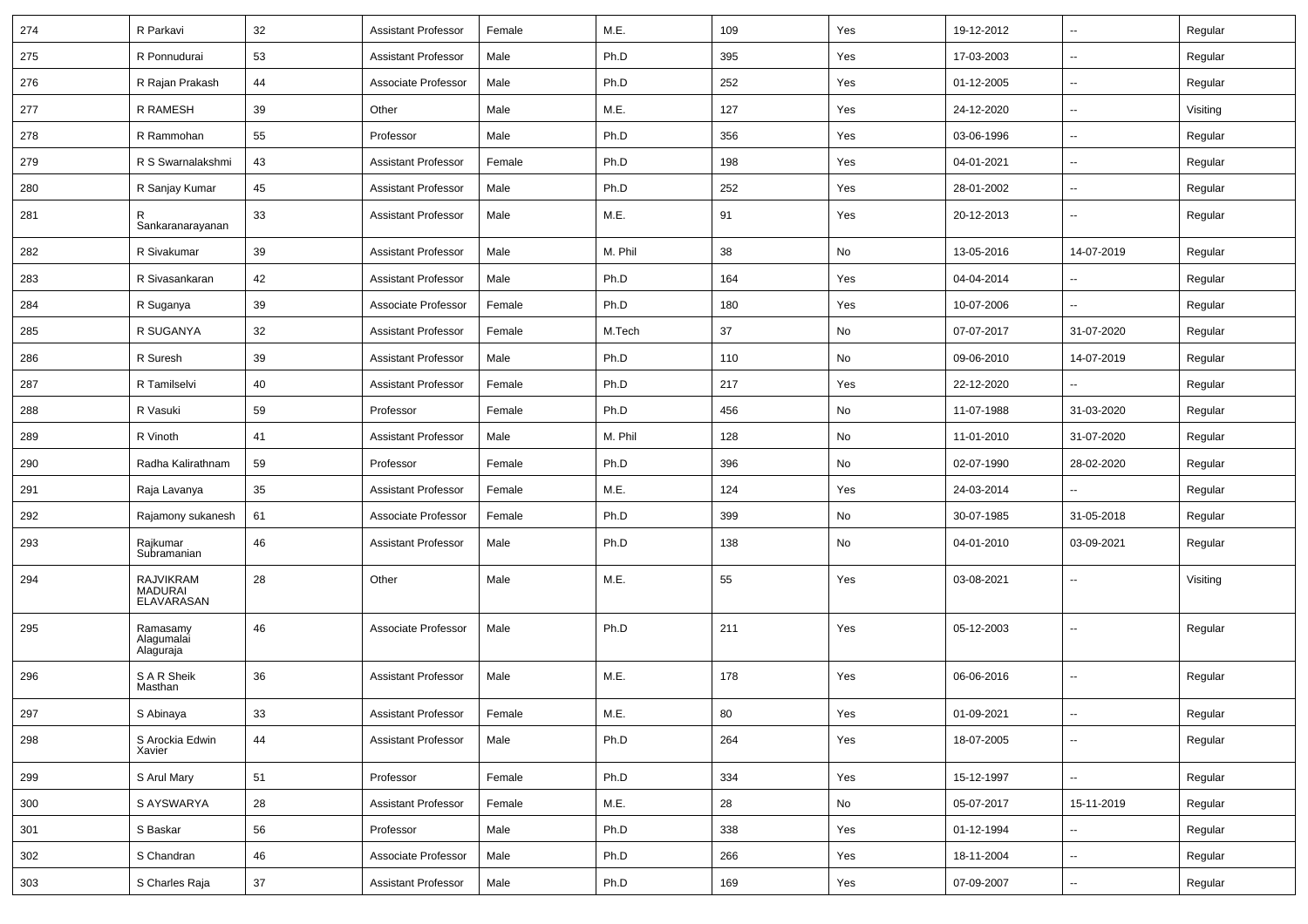| 274 | R Parkavi | 32 | Assistant Professor | Female | M.E. | 109 | Yes | 19-12-2012 | -- | Regular |
|---|---|---|---|---|---|---|---|---|---|---|
| 275 | R Ponnudurai | 53 | Assistant Professor | Male | Ph.D | 395 | Yes | 17-03-2003 | -- | Regular |
| 276 | R Rajan Prakash | 44 | Associate Professor | Male | Ph.D | 252 | Yes | 01-12-2005 | -- | Regular |
| 277 | R RAMESH | 39 | Other | Male | M.E. | 127 | Yes | 24-12-2020 | -- | Visiting |
| 278 | R Rammohan | 55 | Professor | Male | Ph.D | 356 | Yes | 03-06-1996 | -- | Regular |
| 279 | R S Swarnalakshmi | 43 | Assistant Professor | Female | Ph.D | 198 | Yes | 04-01-2021 | -- | Regular |
| 280 | R Sanjay Kumar | 45 | Assistant Professor | Male | Ph.D | 252 | Yes | 28-01-2002 | -- | Regular |
| 281 | R Sankaranarayanan | 33 | Assistant Professor | Male | M.E. | 91 | Yes | 20-12-2013 | -- | Regular |
| 282 | R Sivakumar | 39 | Assistant Professor | Male | M. Phil | 38 | No | 13-05-2016 | 14-07-2019 | Regular |
| 283 | R Sivasankaran | 42 | Assistant Professor | Male | Ph.D | 164 | Yes | 04-04-2014 | -- | Regular |
| 284 | R Suganya | 39 | Associate Professor | Female | Ph.D | 180 | Yes | 10-07-2006 | -- | Regular |
| 285 | R SUGANYA | 32 | Assistant Professor | Female | M.Tech | 37 | No | 07-07-2017 | 31-07-2020 | Regular |
| 286 | R Suresh | 39 | Assistant Professor | Male | Ph.D | 110 | No | 09-06-2010 | 14-07-2019 | Regular |
| 287 | R Tamilselvi | 40 | Assistant Professor | Female | Ph.D | 217 | Yes | 22-12-2020 | -- | Regular |
| 288 | R Vasuki | 59 | Professor | Female | Ph.D | 456 | No | 11-07-1988 | 31-03-2020 | Regular |
| 289 | R Vinoth | 41 | Assistant Professor | Male | M. Phil | 128 | No | 11-01-2010 | 31-07-2020 | Regular |
| 290 | Radha Kalirathnam | 59 | Professor | Female | Ph.D | 396 | No | 02-07-1990 | 28-02-2020 | Regular |
| 291 | Raja Lavanya | 35 | Assistant Professor | Female | M.E. | 124 | Yes | 24-03-2014 | -- | Regular |
| 292 | Rajamony sukanesh | 61 | Associate Professor | Female | Ph.D | 399 | No | 30-07-1985 | 31-05-2018 | Regular |
| 293 | Rajkumar Subramanian | 46 | Assistant Professor | Male | Ph.D | 138 | No | 04-01-2010 | 03-09-2021 | Regular |
| 294 | RAJVIKRAM MADURAI ELAVARASAN | 28 | Other | Male | M.E. | 55 | Yes | 03-08-2021 | -- | Visiting |
| 295 | Ramasamy Alagumalai Alaguraja | 46 | Associate Professor | Male | Ph.D | 211 | Yes | 05-12-2003 | -- | Regular |
| 296 | S A R Sheik Masthan | 36 | Assistant Professor | Male | M.E. | 178 | Yes | 06-06-2016 | -- | Regular |
| 297 | S Abinaya | 33 | Assistant Professor | Female | M.E. | 80 | Yes | 01-09-2021 | -- | Regular |
| 298 | S Arockia Edwin Xavier | 44 | Assistant Professor | Male | Ph.D | 264 | Yes | 18-07-2005 | -- | Regular |
| 299 | S Arul Mary | 51 | Professor | Female | Ph.D | 334 | Yes | 15-12-1997 | -- | Regular |
| 300 | S AYSWARYA | 28 | Assistant Professor | Female | M.E. | 28 | No | 05-07-2017 | 15-11-2019 | Regular |
| 301 | S Baskar | 56 | Professor | Male | Ph.D | 338 | Yes | 01-12-1994 | -- | Regular |
| 302 | S Chandran | 46 | Associate Professor | Male | Ph.D | 266 | Yes | 18-11-2004 | -- | Regular |
| 303 | S Charles Raja | 37 | Assistant Professor | Male | Ph.D | 169 | Yes | 07-09-2007 | -- | Regular |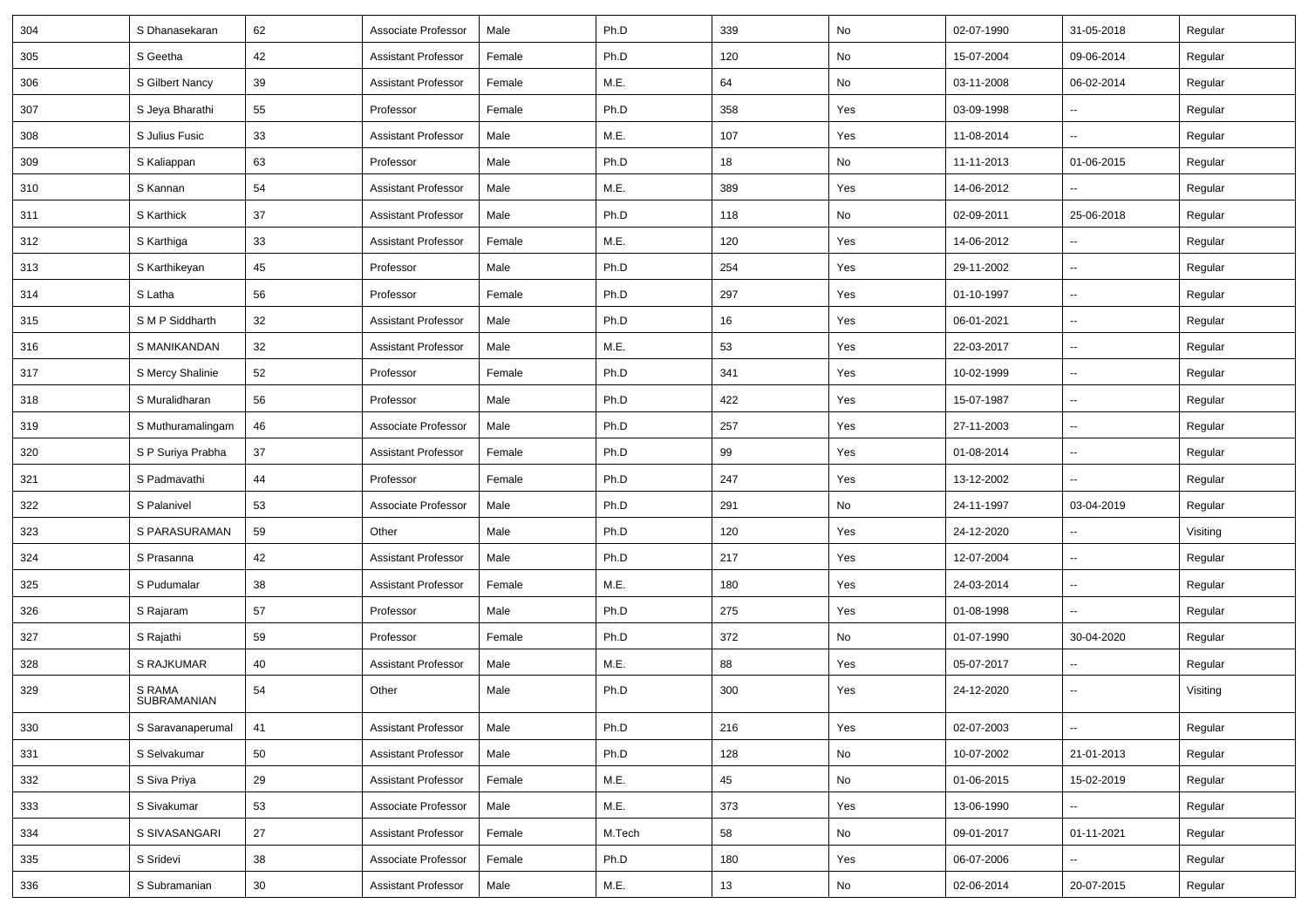| 304 | S Dhanasekaran | 62 | Associate Professor | Male | Ph.D | 339 | No | 02-07-1990 | 31-05-2018 | Regular |
|---|---|---|---|---|---|---|---|---|---|---|
| 305 | S Geetha | 42 | Assistant Professor | Female | Ph.D | 120 | No | 15-07-2004 | 09-06-2014 | Regular |
| 306 | S Gilbert Nancy | 39 | Assistant Professor | Female | M.E. | 64 | No | 03-11-2008 | 06-02-2014 | Regular |
| 307 | S Jeya Bharathi | 55 | Professor | Female | Ph.D | 358 | Yes | 03-09-1998 | -- | Regular |
| 308 | S Julius Fusic | 33 | Assistant Professor | Male | M.E. | 107 | Yes | 11-08-2014 | -- | Regular |
| 309 | S Kaliappan | 63 | Professor | Male | Ph.D | 18 | No | 11-11-2013 | 01-06-2015 | Regular |
| 310 | S Kannan | 54 | Assistant Professor | Male | M.E. | 389 | Yes | 14-06-2012 | -- | Regular |
| 311 | S Karthick | 37 | Assistant Professor | Male | Ph.D | 118 | No | 02-09-2011 | 25-06-2018 | Regular |
| 312 | S Karthiga | 33 | Assistant Professor | Female | M.E. | 120 | Yes | 14-06-2012 | -- | Regular |
| 313 | S Karthikeyan | 45 | Professor | Male | Ph.D | 254 | Yes | 29-11-2002 | -- | Regular |
| 314 | S Latha | 56 | Professor | Female | Ph.D | 297 | Yes | 01-10-1997 | -- | Regular |
| 315 | S M P Siddharth | 32 | Assistant Professor | Male | Ph.D | 16 | Yes | 06-01-2021 | -- | Regular |
| 316 | S MANIKANDAN | 32 | Assistant Professor | Male | M.E. | 53 | Yes | 22-03-2017 | -- | Regular |
| 317 | S Mercy Shalinie | 52 | Professor | Female | Ph.D | 341 | Yes | 10-02-1999 | -- | Regular |
| 318 | S Muralidharan | 56 | Professor | Male | Ph.D | 422 | Yes | 15-07-1987 | -- | Regular |
| 319 | S Muthuramalingam | 46 | Associate Professor | Male | Ph.D | 257 | Yes | 27-11-2003 | -- | Regular |
| 320 | S P Suriya Prabha | 37 | Assistant Professor | Female | Ph.D | 99 | Yes | 01-08-2014 | -- | Regular |
| 321 | S Padmavathi | 44 | Professor | Female | Ph.D | 247 | Yes | 13-12-2002 | -- | Regular |
| 322 | S Palanivel | 53 | Associate Professor | Male | Ph.D | 291 | No | 24-11-1997 | 03-04-2019 | Regular |
| 323 | S PARASURAMAN | 59 | Other | Male | Ph.D | 120 | Yes | 24-12-2020 | -- | Visiting |
| 324 | S Prasanna | 42 | Assistant Professor | Male | Ph.D | 217 | Yes | 12-07-2004 | -- | Regular |
| 325 | S Pudumalar | 38 | Assistant Professor | Female | M.E. | 180 | Yes | 24-03-2014 | -- | Regular |
| 326 | S Rajaram | 57 | Professor | Male | Ph.D | 275 | Yes | 01-08-1998 | -- | Regular |
| 327 | S Rajathi | 59 | Professor | Female | Ph.D | 372 | No | 01-07-1990 | 30-04-2020 | Regular |
| 328 | S RAJKUMAR | 40 | Assistant Professor | Male | M.E. | 88 | Yes | 05-07-2017 | -- | Regular |
| 329 | S RAMA SUBRAMANIAN | 54 | Other | Male | Ph.D | 300 | Yes | 24-12-2020 | -- | Visiting |
| 330 | S Saravanaperumal | 41 | Assistant Professor | Male | Ph.D | 216 | Yes | 02-07-2003 | -- | Regular |
| 331 | S Selvakumar | 50 | Assistant Professor | Male | Ph.D | 128 | No | 10-07-2002 | 21-01-2013 | Regular |
| 332 | S Siva Priya | 29 | Assistant Professor | Female | M.E. | 45 | No | 01-06-2015 | 15-02-2019 | Regular |
| 333 | S Sivakumar | 53 | Associate Professor | Male | M.E. | 373 | Yes | 13-06-1990 | -- | Regular |
| 334 | S SIVASANGARI | 27 | Assistant Professor | Female | M.Tech | 58 | No | 09-01-2017 | 01-11-2021 | Regular |
| 335 | S Sridevi | 38 | Associate Professor | Female | Ph.D | 180 | Yes | 06-07-2006 | -- | Regular |
| 336 | S Subramanian | 30 | Assistant Professor | Male | M.E. | 13 | No | 02-06-2014 | 20-07-2015 | Regular |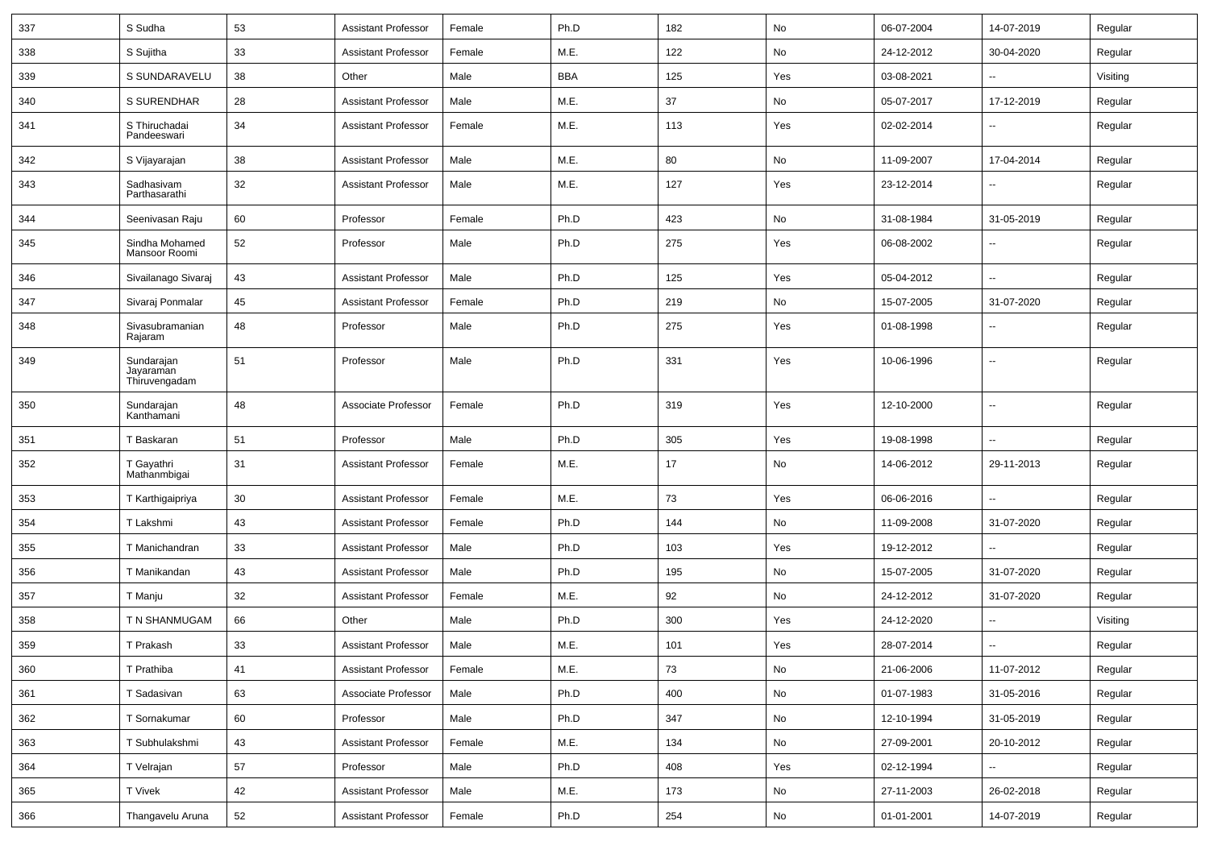| 337 | S Sudha | 53 | Assistant Professor | Female | Ph.D | 182 | No | 06-07-2004 | 14-07-2019 | Regular |
|---|---|---|---|---|---|---|---|---|---|---|
| 338 | S Sujitha | 33 | Assistant Professor | Female | M.E. | 122 | No | 24-12-2012 | 30-04-2020 | Regular |
| 339 | S SUNDARAVELU | 38 | Other | Male | BBA | 125 | Yes | 03-08-2021 | -- | Visiting |
| 340 | S SURENDHAR | 28 | Assistant Professor | Male | M.E. | 37 | No | 05-07-2017 | 17-12-2019 | Regular |
| 341 | S Thiruchadai Pandeeswari | 34 | Assistant Professor | Female | M.E. | 113 | Yes | 02-02-2014 | -- | Regular |
| 342 | S Vijayarajan | 38 | Assistant Professor | Male | M.E. | 80 | No | 11-09-2007 | 17-04-2014 | Regular |
| 343 | Sadhasivam Parthasarathi | 32 | Assistant Professor | Male | M.E. | 127 | Yes | 23-12-2014 | -- | Regular |
| 344 | Seenivasan Raju | 60 | Professor | Female | Ph.D | 423 | No | 31-08-1984 | 31-05-2019 | Regular |
| 345 | Sindha Mohamed Mansoor Roomi | 52 | Professor | Male | Ph.D | 275 | Yes | 06-08-2002 | -- | Regular |
| 346 | Sivailanago Sivaraj | 43 | Assistant Professor | Male | Ph.D | 125 | Yes | 05-04-2012 | -- | Regular |
| 347 | Sivaraj Ponmalar | 45 | Assistant Professor | Female | Ph.D | 219 | No | 15-07-2005 | 31-07-2020 | Regular |
| 348 | Sivasubramanian Rajaram | 48 | Professor | Male | Ph.D | 275 | Yes | 01-08-1998 | -- | Regular |
| 349 | Sundarajan Jayaraman Thiruvengadam | 51 | Professor | Male | Ph.D | 331 | Yes | 10-06-1996 | -- | Regular |
| 350 | Sundarajan Kanthamani | 48 | Associate Professor | Female | Ph.D | 319 | Yes | 12-10-2000 | -- | Regular |
| 351 | T Baskaran | 51 | Professor | Male | Ph.D | 305 | Yes | 19-08-1998 | -- | Regular |
| 352 | T Gayathri Mathanmbigai | 31 | Assistant Professor | Female | M.E. | 17 | No | 14-06-2012 | 29-11-2013 | Regular |
| 353 | T Karthigaipriya | 30 | Assistant Professor | Female | M.E. | 73 | Yes | 06-06-2016 | -- | Regular |
| 354 | T Lakshmi | 43 | Assistant Professor | Female | Ph.D | 144 | No | 11-09-2008 | 31-07-2020 | Regular |
| 355 | T Manichandran | 33 | Assistant Professor | Male | Ph.D | 103 | Yes | 19-12-2012 | -- | Regular |
| 356 | T Manikandan | 43 | Assistant Professor | Male | Ph.D | 195 | No | 15-07-2005 | 31-07-2020 | Regular |
| 357 | T Manju | 32 | Assistant Professor | Female | M.E. | 92 | No | 24-12-2012 | 31-07-2020 | Regular |
| 358 | T N SHANMUGAM | 66 | Other | Male | Ph.D | 300 | Yes | 24-12-2020 | -- | Visiting |
| 359 | T Prakash | 33 | Assistant Professor | Male | M.E. | 101 | Yes | 28-07-2014 | -- | Regular |
| 360 | T Prathiba | 41 | Assistant Professor | Female | M.E. | 73 | No | 21-06-2006 | 11-07-2012 | Regular |
| 361 | T Sadasivan | 63 | Associate Professor | Male | Ph.D | 400 | No | 01-07-1983 | 31-05-2016 | Regular |
| 362 | T Sornakumar | 60 | Professor | Male | Ph.D | 347 | No | 12-10-1994 | 31-05-2019 | Regular |
| 363 | T Subhulakshmi | 43 | Assistant Professor | Female | M.E. | 134 | No | 27-09-2001 | 20-10-2012 | Regular |
| 364 | T Velrajan | 57 | Professor | Male | Ph.D | 408 | Yes | 02-12-1994 | -- | Regular |
| 365 | T Vivek | 42 | Assistant Professor | Male | M.E. | 173 | No | 27-11-2003 | 26-02-2018 | Regular |
| 366 | Thangavelu Aruna | 52 | Assistant Professor | Female | Ph.D | 254 | No | 01-01-2001 | 14-07-2019 | Regular |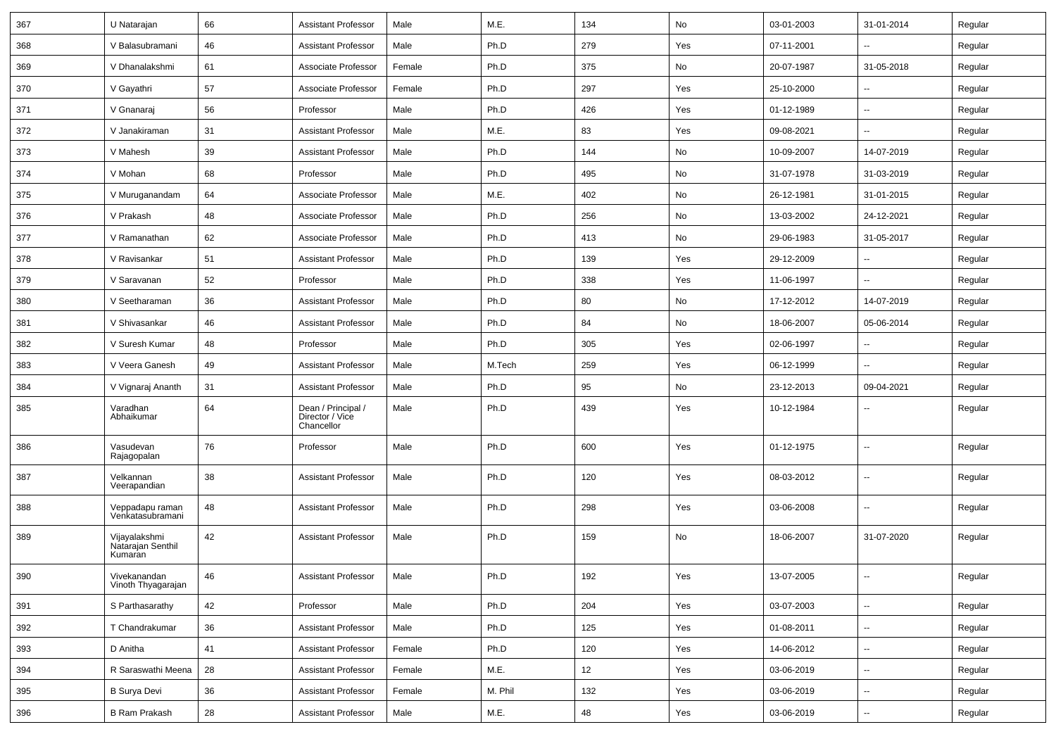| 367 | U Natarajan | 66 | Assistant Professor | Male | M.E. | 134 | No | 03-01-2003 | 31-01-2014 | Regular |
|---|---|---|---|---|---|---|---|---|---|---|
| 368 | V Balasubramani | 46 | Assistant Professor | Male | Ph.D | 279 | Yes | 07-11-2001 | -- | Regular |
| 369 | V Dhanalakshmi | 61 | Associate Professor | Female | Ph.D | 375 | No | 20-07-1987 | 31-05-2018 | Regular |
| 370 | V Gayathri | 57 | Associate Professor | Female | Ph.D | 297 | Yes | 25-10-2000 | -- | Regular |
| 371 | V Gnanaraj | 56 | Professor | Male | Ph.D | 426 | Yes | 01-12-1989 | -- | Regular |
| 372 | V Janakiraman | 31 | Assistant Professor | Male | M.E. | 83 | Yes | 09-08-2021 | -- | Regular |
| 373 | V Mahesh | 39 | Assistant Professor | Male | Ph.D | 144 | No | 10-09-2007 | 14-07-2019 | Regular |
| 374 | V Mohan | 68 | Professor | Male | Ph.D | 495 | No | 31-07-1978 | 31-03-2019 | Regular |
| 375 | V Muruganandam | 64 | Associate Professor | Male | M.E. | 402 | No | 26-12-1981 | 31-01-2015 | Regular |
| 376 | V Prakash | 48 | Associate Professor | Male | Ph.D | 256 | No | 13-03-2002 | 24-12-2021 | Regular |
| 377 | V Ramanathan | 62 | Associate Professor | Male | Ph.D | 413 | No | 29-06-1983 | 31-05-2017 | Regular |
| 378 | V Ravisankar | 51 | Assistant Professor | Male | Ph.D | 139 | Yes | 29-12-2009 | -- | Regular |
| 379 | V Saravanan | 52 | Professor | Male | Ph.D | 338 | Yes | 11-06-1997 | -- | Regular |
| 380 | V Seetharaman | 36 | Assistant Professor | Male | Ph.D | 80 | No | 17-12-2012 | 14-07-2019 | Regular |
| 381 | V Shivasankar | 46 | Assistant Professor | Male | Ph.D | 84 | No | 18-06-2007 | 05-06-2014 | Regular |
| 382 | V Suresh Kumar | 48 | Professor | Male | Ph.D | 305 | Yes | 02-06-1997 | -- | Regular |
| 383 | V Veera Ganesh | 49 | Assistant Professor | Male | M.Tech | 259 | Yes | 06-12-1999 | -- | Regular |
| 384 | V Vignaraj Ananth | 31 | Assistant Professor | Male | Ph.D | 95 | No | 23-12-2013 | 09-04-2021 | Regular |
| 385 | Varadhan Abhaikumar | 64 | Dean / Principal / Director / Vice Chancellor | Male | Ph.D | 439 | Yes | 10-12-1984 | -- | Regular |
| 386 | Vasudevan Rajagopalan | 76 | Professor | Male | Ph.D | 600 | Yes | 01-12-1975 | -- | Regular |
| 387 | Velkannan Veerapandian | 38 | Assistant Professor | Male | Ph.D | 120 | Yes | 08-03-2012 | -- | Regular |
| 388 | Veppadapu raman Venkatasubramani | 48 | Assistant Professor | Male | Ph.D | 298 | Yes | 03-06-2008 | -- | Regular |
| 389 | Vijayalakshmi Natarajan Senthil Kumaran | 42 | Assistant Professor | Male | Ph.D | 159 | No | 18-06-2007 | 31-07-2020 | Regular |
| 390 | Vivekanandan Vinoth Thyagarajan | 46 | Assistant Professor | Male | Ph.D | 192 | Yes | 13-07-2005 | -- | Regular |
| 391 | S Parthasarathy | 42 | Professor | Male | Ph.D | 204 | Yes | 03-07-2003 | -- | Regular |
| 392 | T Chandrakumar | 36 | Assistant Professor | Male | Ph.D | 125 | Yes | 01-08-2011 | -- | Regular |
| 393 | D Anitha | 41 | Assistant Professor | Female | Ph.D | 120 | Yes | 14-06-2012 | -- | Regular |
| 394 | R Saraswathi Meena | 28 | Assistant Professor | Female | M.E. | 12 | Yes | 03-06-2019 | -- | Regular |
| 395 | B Surya Devi | 36 | Assistant Professor | Female | M. Phil | 132 | Yes | 03-06-2019 | -- | Regular |
| 396 | B Ram Prakash | 28 | Assistant Professor | Male | M.E. | 48 | Yes | 03-06-2019 | -- | Regular |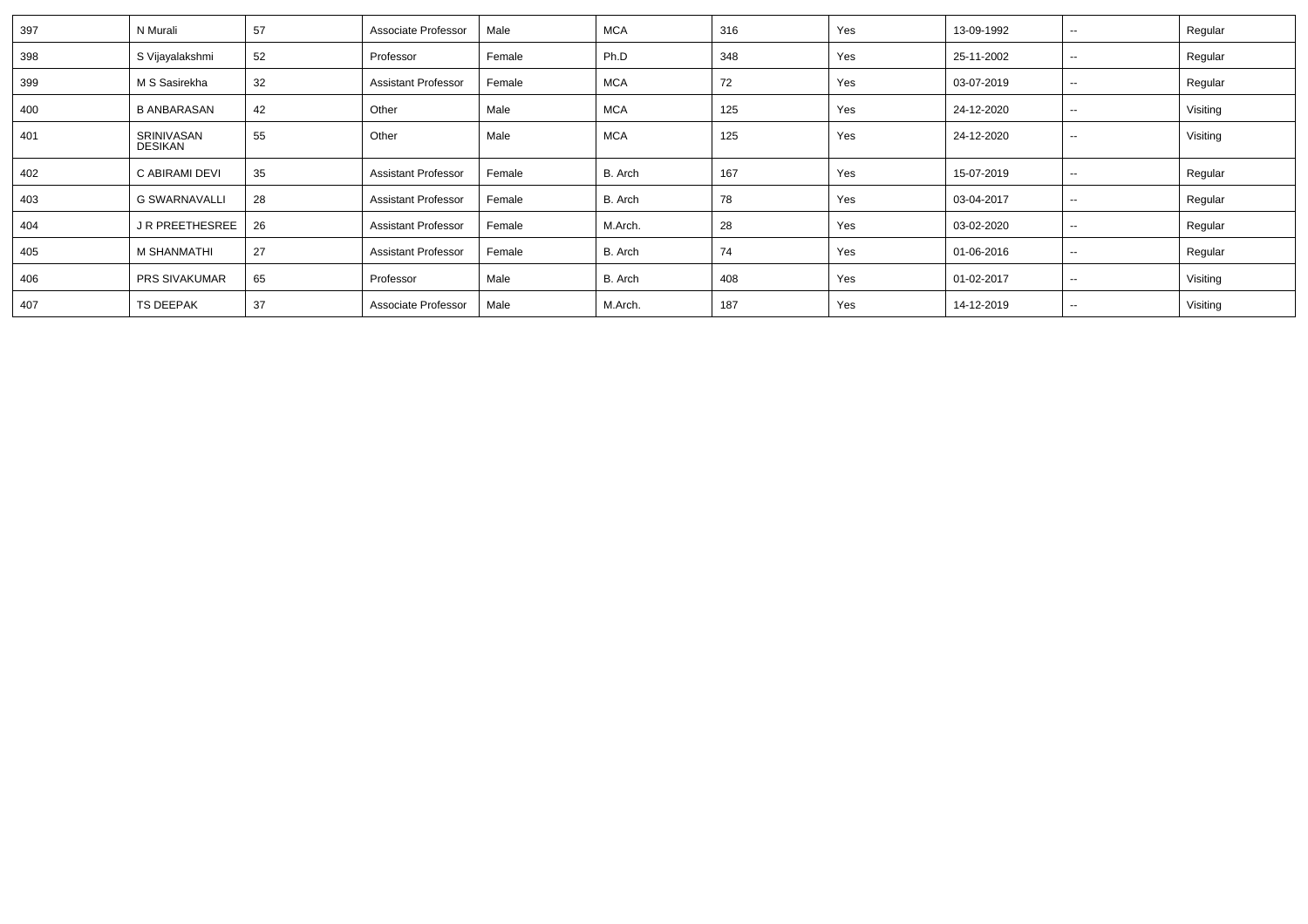| | | | | | | | | | | |
|---|---|---|---|---|---|---|---|---|---|---|
| 397 | N Murali | 57 | Associate Professor | Male | MCA | 316 | Yes | 13-09-1992 | -- | Regular |
| 398 | S Vijayalakshmi | 52 | Professor | Female | Ph.D | 348 | Yes | 25-11-2002 | -- | Regular |
| 399 | M S Sasirekha | 32 | Assistant Professor | Female | MCA | 72 | Yes | 03-07-2019 | -- | Regular |
| 400 | B ANBARASAN | 42 | Other | Male | MCA | 125 | Yes | 24-12-2020 | -- | Visiting |
| 401 | SRINIVASAN DESIKAN | 55 | Other | Male | MCA | 125 | Yes | 24-12-2020 | -- | Visiting |
| 402 | C ABIRAMI DEVI | 35 | Assistant Professor | Female | B. Arch | 167 | Yes | 15-07-2019 | -- | Regular |
| 403 | G SWARNAVALLI | 28 | Assistant Professor | Female | B. Arch | 78 | Yes | 03-04-2017 | -- | Regular |
| 404 | J R PREETHESREE | 26 | Assistant Professor | Female | M.Arch. | 28 | Yes | 03-02-2020 | -- | Regular |
| 405 | M SHANMATHI | 27 | Assistant Professor | Female | B. Arch | 74 | Yes | 01-06-2016 | -- | Regular |
| 406 | PRS SIVAKUMAR | 65 | Professor | Male | B. Arch | 408 | Yes | 01-02-2017 | -- | Visiting |
| 407 | TS DEEPAK | 37 | Associate Professor | Male | M.Arch. | 187 | Yes | 14-12-2019 | -- | Visiting |